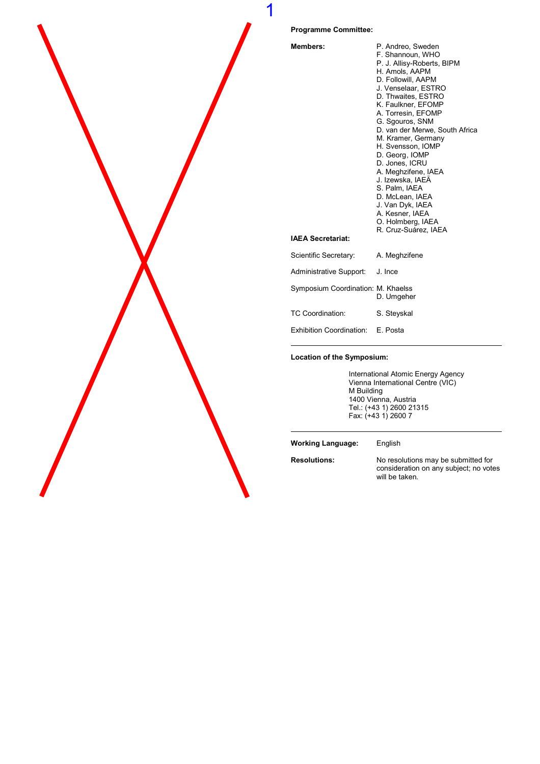**Programme Committee:**

**Members:**

P. Andreo, Sweden
F. Shannoun, WHO
P. J. Allisy-Roberts, BIPM
H. Amols, AAPM
D. Followill, AAPM
J. Venselaar, ESTRO
D. Thwaites, ESTRO
K. Faulkner, EFOMP
A. Torresin, EFOMP
G. Sgouros, SNM
D. van der Merwe, South Africa
M. Kramer, Germany
H. Svensson, IOMP
D. Georg, IOMP
D. Jones, ICRU
A. Meghzifene, IAEA
J. Izewska, IAEA
S. Palm, IAEA
D. McLean, IAEA
J. Van Dyk, IAEA
A. Kesner, IAEA
O. Holmberg, IAEA
R. Cruz-Suárez, IAEA

**IAEA Secretariat:**

Scientific Secretary: A. Meghzifene

Administrative Support: J. Ince

Symposium Coordination: M. Khaelss
D. Umgeher

TC Coordination: S. Steyskal

Exhibition Coordination: E. Posta

---

**Location of the Symposium:**

International Atomic Energy Agency
Vienna International Centre (VIC)
M Building
1400 Vienna, Austria
Tel.: (+43 1) 2600 21315
Fax: (+43 1) 2600 7

---

**Working Language:** English

**Resolutions:** No resolutions may be submitted for consideration on any subject; no votes will be taken.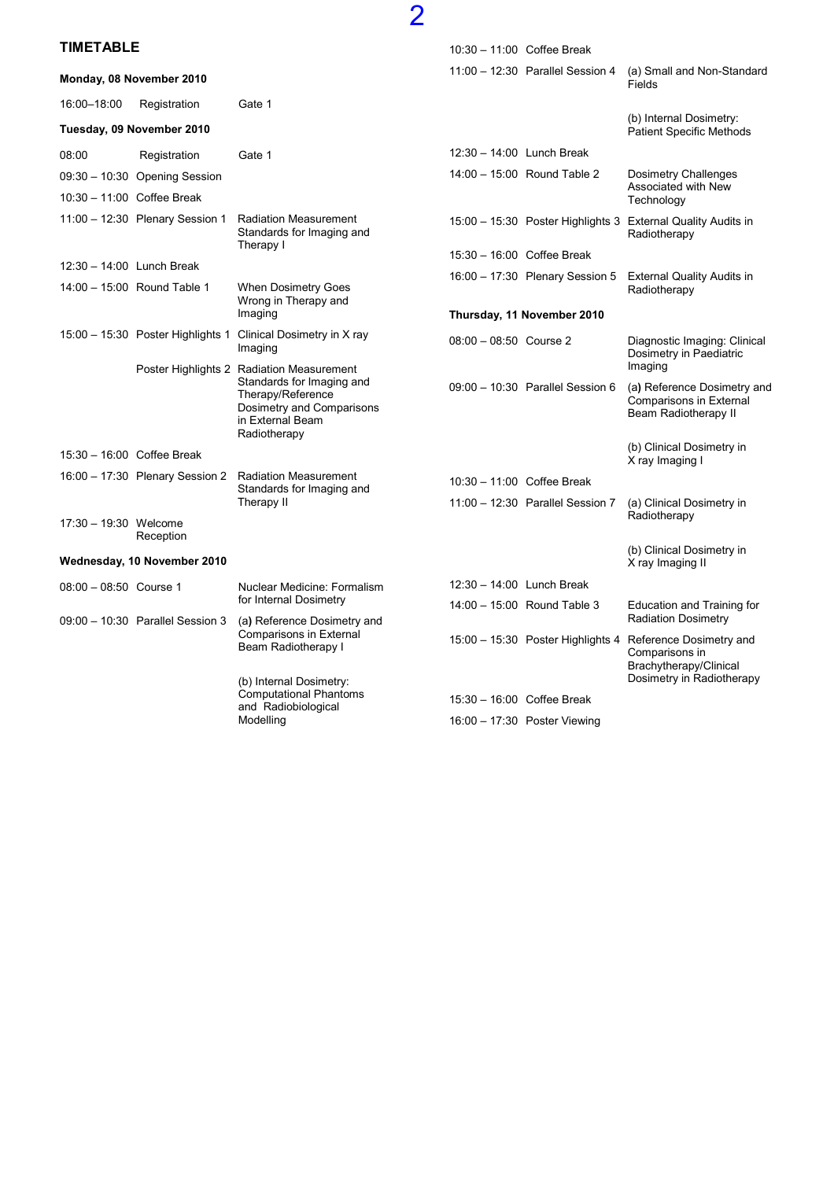# TIMETABLE

**Monday, 08 November 2010**

| | | |
|---|---|---|
| 16:00–18:00 | Registration | Gate 1 |

**Tuesday, 09 November 2010**

| | | |
|---|---|---|
| 08:00 | Registration | Gate 1 |
| 09:30 – 10:30 | Opening Session | |
| 10:30 – 11:00 | Coffee Break | |
| 11:00 – 12:30 | Plenary Session 1 | Radiation Measurement Standards for Imaging and Therapy I |
| 12:30 – 14:00 | Lunch Break | |
| 14:00 – 15:00 | Round Table 1 | When Dosimetry Goes Wrong in Therapy and Imaging |
| 15:00 – 15:30 | Poster Highlights 1 | Clinical Dosimetry in X ray Imaging |
| | Poster Highlights 2 | Radiation Measurement Standards for Imaging and Therapy/Reference Dosimetry and Comparisons in External Beam Radiotherapy |
| 15:30 – 16:00 | Coffee Break | |
| 16:00 – 17:30 | Plenary Session 2 | Radiation Measurement Standards for Imaging and Therapy II |
| 17:30 – 19:30 | Welcome Reception | |

**Wednesday, 10 November 2010**

| | | |
|---|---|---|
| 08:00 – 08:50 | Course 1 | Nuclear Medicine: Formalism for Internal Dosimetry |
| 09:00 – 10:30 | Parallel Session 3 | (a) Reference Dosimetry and Comparisons in External Beam Radiotherapy I |
| | | (b) Internal Dosimetry: Computational Phantoms and Radiobiological Modelling |
| 10:30 – 11:00 | Coffee Break | |
| 11:00 – 12:30 | Parallel Session 4 | (a) Small and Non-Standard Fields |
| | | (b) Internal Dosimetry: Patient Specific Methods |
| 12:30 – 14:00 | Lunch Break | |
| 14:00 – 15:00 | Round Table 2 | Dosimetry Challenges Associated with New Technology |
| 15:00 – 15:30 | Poster Highlights 3 | External Quality Audits in Radiotherapy |
| 15:30 – 16:00 | Coffee Break | |
| 16:00 – 17:30 | Plenary Session 5 | External Quality Audits in Radiotherapy |

**Thursday, 11 November 2010**

| | | |
|---|---|---|
| 08:00 – 08:50 | Course 2 | Diagnostic Imaging: Clinical Dosimetry in Paediatric Imaging |
| 09:00 – 10:30 | Parallel Session 6 | (a) Reference Dosimetry and Comparisons in External Beam Radiotherapy II |
| | | (b) Clinical Dosimetry in X ray Imaging I |
| 10:30 – 11:00 | Coffee Break | |
| 11:00 – 12:30 | Parallel Session 7 | (a) Clinical Dosimetry in Radiotherapy |
| | | (b) Clinical Dosimetry in X ray Imaging II |
| 12:30 – 14:00 | Lunch Break | |
| 14:00 – 15:00 | Round Table 3 | Education and Training for Radiation Dosimetry |
| 15:00 – 15:30 | Poster Highlights 4 | Reference Dosimetry and Comparisons in Brachytherapy/Clinical Dosimetry in Radiotherapy |
| 15:30 – 16:00 | Coffee Break | |
| 16:00 – 17:30 | Poster Viewing | |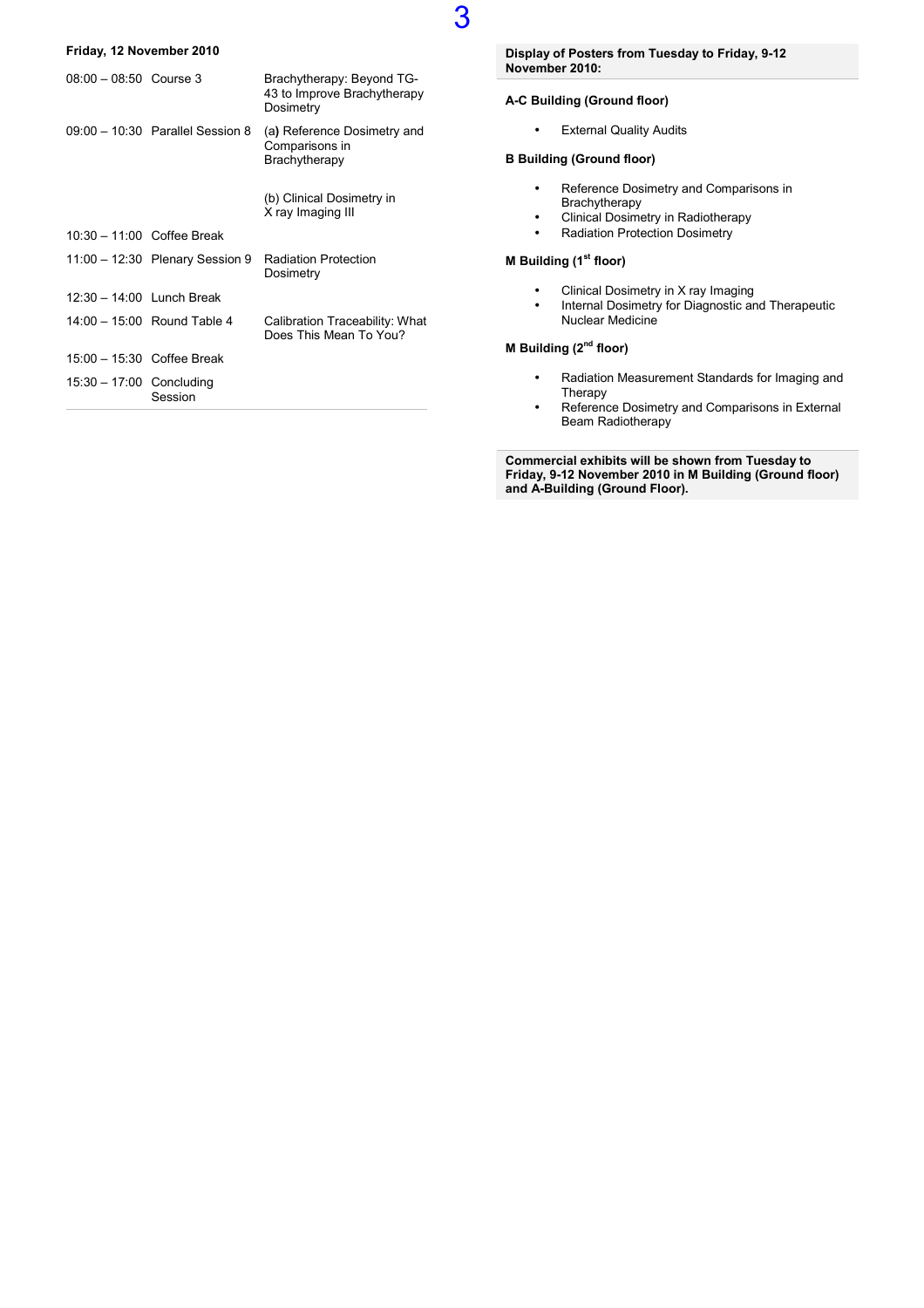**Friday, 12 November 2010**

| | | |
|---|---|---|
| 08:00 – 08:50 | Course 3 | Brachytherapy: Beyond TG-43 to Improve Brachytherapy Dosimetry |
| 09:00 – 10:30 | Parallel Session 8 | (a) Reference Dosimetry and Comparisons in Brachytherapy |
| | | (b) Clinical Dosimetry in X ray Imaging III |
| 10:30 – 11:00 | Coffee Break | |
| 11:00 – 12:30 | Plenary Session 9 | Radiation Protection Dosimetry |
| 12:30 – 14:00 | Lunch Break | |
| 14:00 – 15:00 | Round Table 4 | Calibration Traceability: What Does This Mean To You? |
| 15:00 – 15:30 | Coffee Break | |
| 15:30 – 17:00 | Concluding Session | |

**Display of Posters from Tuesday to Friday, 9-12 November 2010:**

**A-C Building (Ground floor)**

- External Quality Audits

**B Building (Ground floor)**

- Reference Dosimetry and Comparisons in Brachytherapy
- Clinical Dosimetry in Radiotherapy
- Radiation Protection Dosimetry

**M Building (1st floor)**

- Clinical Dosimetry in X ray Imaging
- Internal Dosimetry for Diagnostic and Therapeutic Nuclear Medicine

**M Building (2nd floor)**

- Radiation Measurement Standards for Imaging and Therapy
- Reference Dosimetry and Comparisons in External Beam Radiotherapy

**Commercial exhibits will be shown from Tuesday to Friday, 9-12 November 2010 in M Building (Ground floor) and A-Building (Ground Floor).**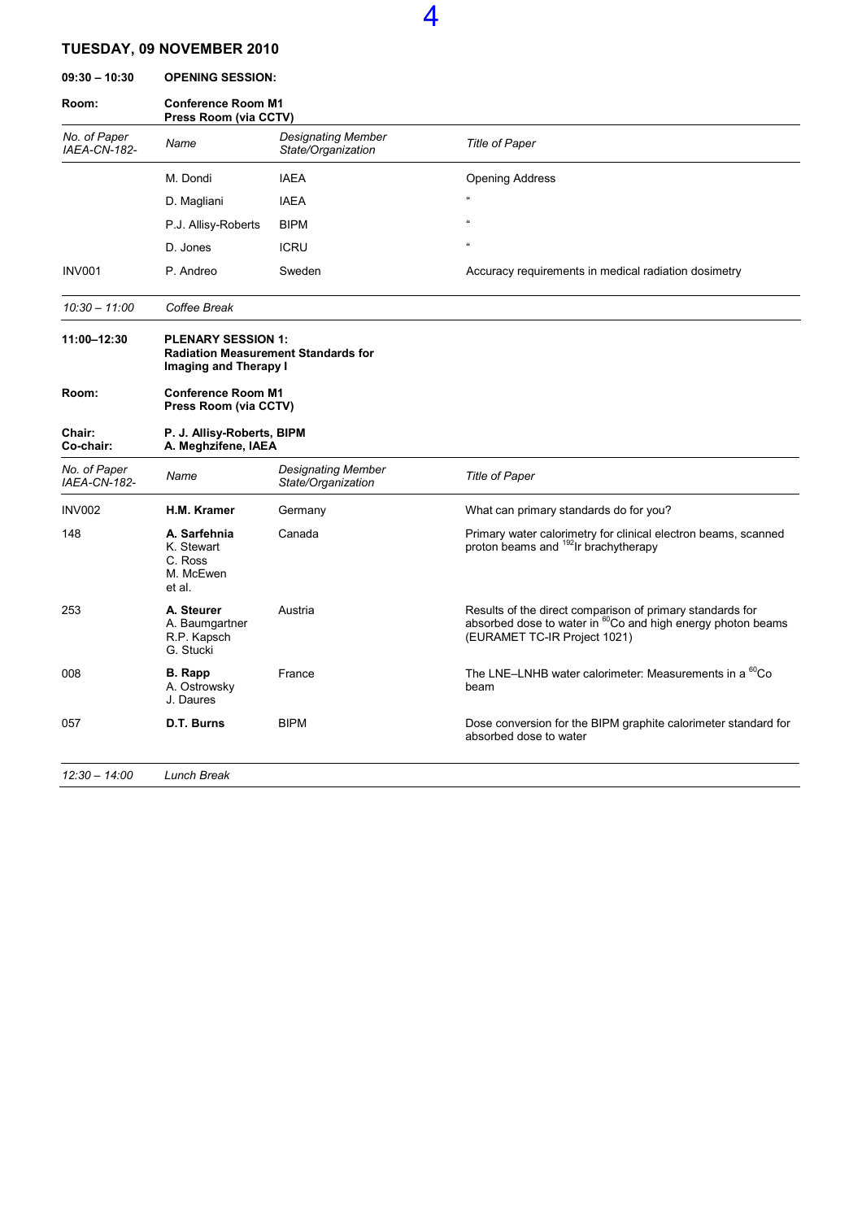## TUESDAY, 09 NOVEMBER 2010

**09:30 – 10:30** **OPENING SESSION:**

**Room:** **Conference Room M1**
**Press Room (via CCTV)**

| *No. of Paper IAEA-CN-182-* | *Name* | *Designating Member State/Organization* | *Title of Paper* |
|---|---|---|---|
| | M. Dondi | IAEA | Opening Address |
| | D. Magliani | IAEA | " |
| | P.J. Allisy-Roberts | BIPM | " |
| | D. Jones | ICRU | " |
| INV001 | P. Andreo | Sweden | Accuracy requirements in medical radiation dosimetry |

*10:30 – 11:00* *Coffee Break*

**11:00–12:30** **PLENARY SESSION 1:**
**Radiation Measurement Standards for Imaging and Therapy I**

**Room:** **Conference Room M1**
**Press Room (via CCTV)**

**Chair:** **P. J. Allisy-Roberts, BIPM**
**Co-chair:** **A. Meghzifene, IAEA**

| *No. of Paper IAEA-CN-182-* | *Name* | *Designating Member State/Organization* | *Title of Paper* |
|---|---|---|---|
| INV002 | **H.M. Kramer** | Germany | What can primary standards do for you? |
| 148 | **A. Sarfehnia**<br>K. Stewart<br>C. Ross<br>M. McEwen<br>et al. | Canada | Primary water calorimetry for clinical electron beams, scanned proton beams and $^{192}$Ir brachytherapy |
| 253 | **A. Steurer**<br>A. Baumgartner<br>R.P. Kapsch<br>G. Stucki | Austria | Results of the direct comparison of primary standards for absorbed dose to water in $^{60}$Co and high energy photon beams (EURAMET TC-IR Project 1021) |
| 008 | **B. Rapp**<br>A. Ostrowsky<br>J. Daures | France | The LNE–LNHB water calorimeter: Measurements in a $^{60}$Co beam |
| 057 | **D.T. Burns** | BIPM | Dose conversion for the BIPM graphite calorimeter standard for absorbed dose to water |

*12:30 – 14:00* *Lunch Break*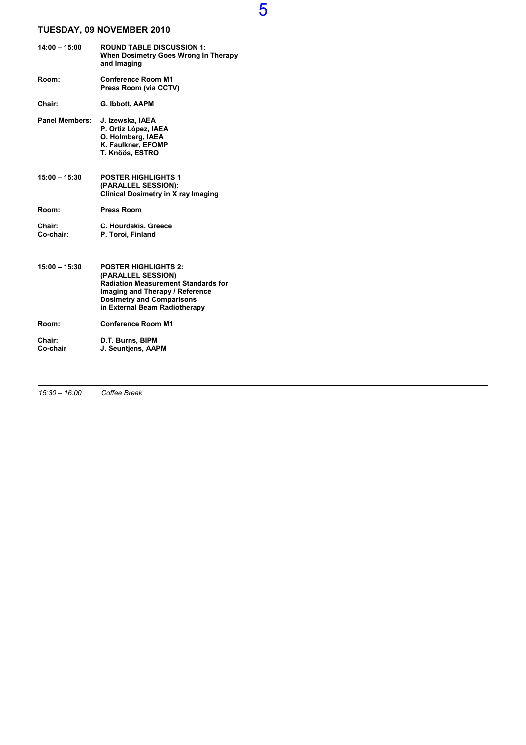## TUESDAY, 09 NOVEMBER 2010

| | |
|---|---|
| **14:00 – 15:00** | **ROUND TABLE DISCUSSION 1: When Dosimetry Goes Wrong In Therapy and Imaging** |
| **Room:** | **Conference Room M1**<br>**Press Room (via CCTV)** |
| **Chair:** | **G. Ibbott, AAPM** |
| **Panel Members:** | **J. Izewska, IAEA**<br>**P. Ortiz López, IAEA**<br>**O. Holmberg, IAEA**<br>**K. Faulkner, EFOMP**<br>**T. Knöös, ESTRO** |

| | |
|---|---|
| **15:00 – 15:30** | **POSTER HIGHLIGHTS 1 (PARALLEL SESSION): Clinical Dosimetry in X ray Imaging** |
| **Room:** | **Press Room** |
| **Chair:** | **C. Hourdakis, Greece** |
| **Co-chair:** | **P. Toroi, Finland** |

| | |
|---|---|
| **15:00 – 15:30** | **POSTER HIGHLIGHTS 2: (PARALLEL SESSION) Radiation Measurement Standards for Imaging and Therapy / Reference Dosimetry and Comparisons in External Beam Radiotherapy** |
| **Room:** | **Conference Room M1** |
| **Chair:** | **D.T. Burns, BIPM** |
| **Co-chair** | **J. Seuntjens, AAPM** |

---

*15:30 – 16:00* *Coffee Break*

---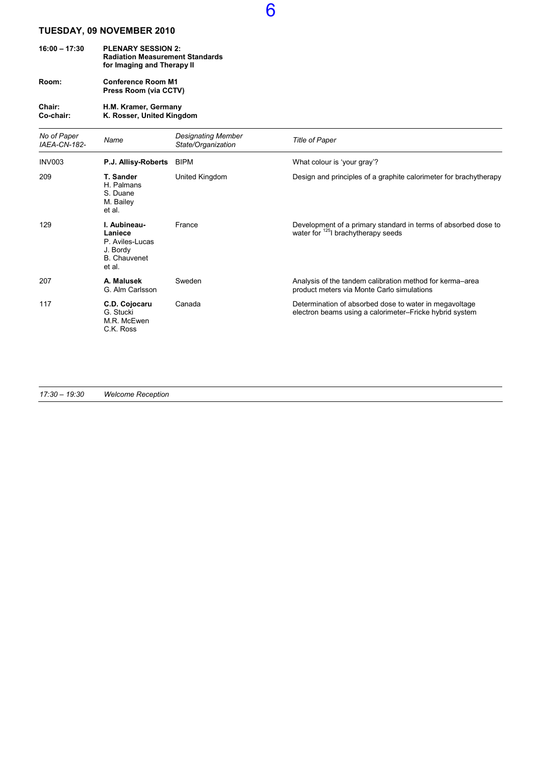## TUESDAY, 09 NOVEMBER 2010

**16:00 – 17:30** **PLENARY SESSION 2: Radiation Measurement Standards for Imaging and Therapy II**

**Room:** **Conference Room M1**
**Press Room (via CCTV)**

**Chair:** **H.M. Kramer, Germany**
**Co-chair:** **K. Rosser, United Kingdom**

| *No of Paper IAEA-CN-182-* | *Name* | *Designating Member State/Organization* | *Title of Paper* |
|---|---|---|---|
| INV003 | **P.J. Allisy-Roberts** | BIPM | What colour is 'your gray'? |
| 209 | **T. Sander** H. Palmans S. Duane M. Bailey et al. | United Kingdom | Design and principles of a graphite calorimeter for brachytherapy |
| 129 | **I. Aubineau-Laniece** P. Aviles-Lucas J. Bordy B. Chauvenet et al. | France | Development of a primary standard in terms of absorbed dose to water for $^{125}I$ brachytherapy seeds |
| 207 | **A. Malusek** G. Alm Carlsson | Sweden | Analysis of the tandem calibration method for kerma–area product meters via Monte Carlo simulations |
| 117 | **C.D. Cojocaru** G. Stucki M.R. McEwen C.K. Ross | Canada | Determination of absorbed dose to water in megavoltage electron beams using a calorimeter–Fricke hybrid system |

*17:30 – 19:30* *Welcome Reception*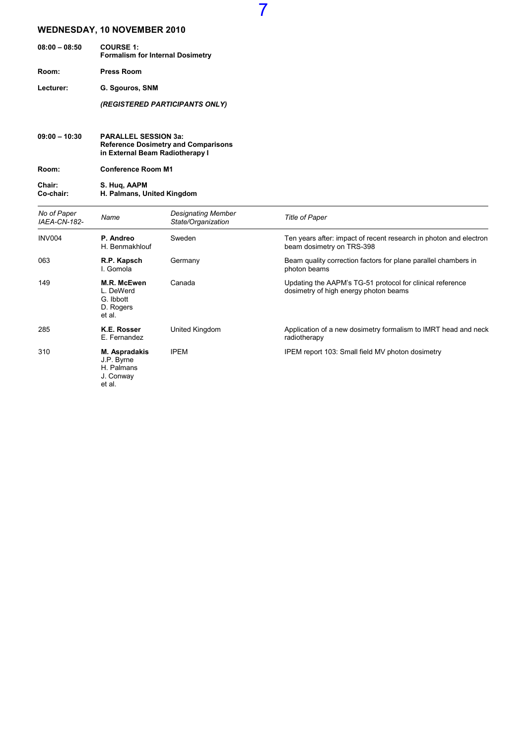## WEDNESDAY, 10 NOVEMBER 2010

**08:00 – 08:50** **COURSE 1: Formalism for Internal Dosimetry**

**Room:** **Press Room**

**Lecturer:** **G. Sgouros, SNM**

***(REGISTERED PARTICIPANTS ONLY)***

**09:00 – 10:30** **PARALLEL SESSION 3a: Reference Dosimetry and Comparisons in External Beam Radiotherapy I**

**Room:** **Conference Room M1**

**Chair:** **S. Huq, AAPM**
**Co-chair:** **H. Palmans, United Kingdom**

| *No of Paper IAEA-CN-182-* | *Name* | *Designating Member State/Organization* | *Title of Paper* |
|---|---|---|---|
| INV004 | **P. Andreo** H. Benmakhlouf | Sweden | Ten years after: impact of recent research in photon and electron beam dosimetry on TRS-398 |
| 063 | **R.P. Kapsch** I. Gomola | Germany | Beam quality correction factors for plane parallel chambers in photon beams |
| 149 | **M.R. McEwen** L. DeWerd G. Ibbott D. Rogers et al. | Canada | Updating the AAPM's TG-51 protocol for clinical reference dosimetry of high energy photon beams |
| 285 | **K.E. Rosser** E. Fernandez | United Kingdom | Application of a new dosimetry formalism to IMRT head and neck radiotherapy |
| 310 | **M. Aspradakis** J.P. Byrne H. Palmans J. Conway et al. | IPEM | IPEM report 103: Small field MV photon dosimetry |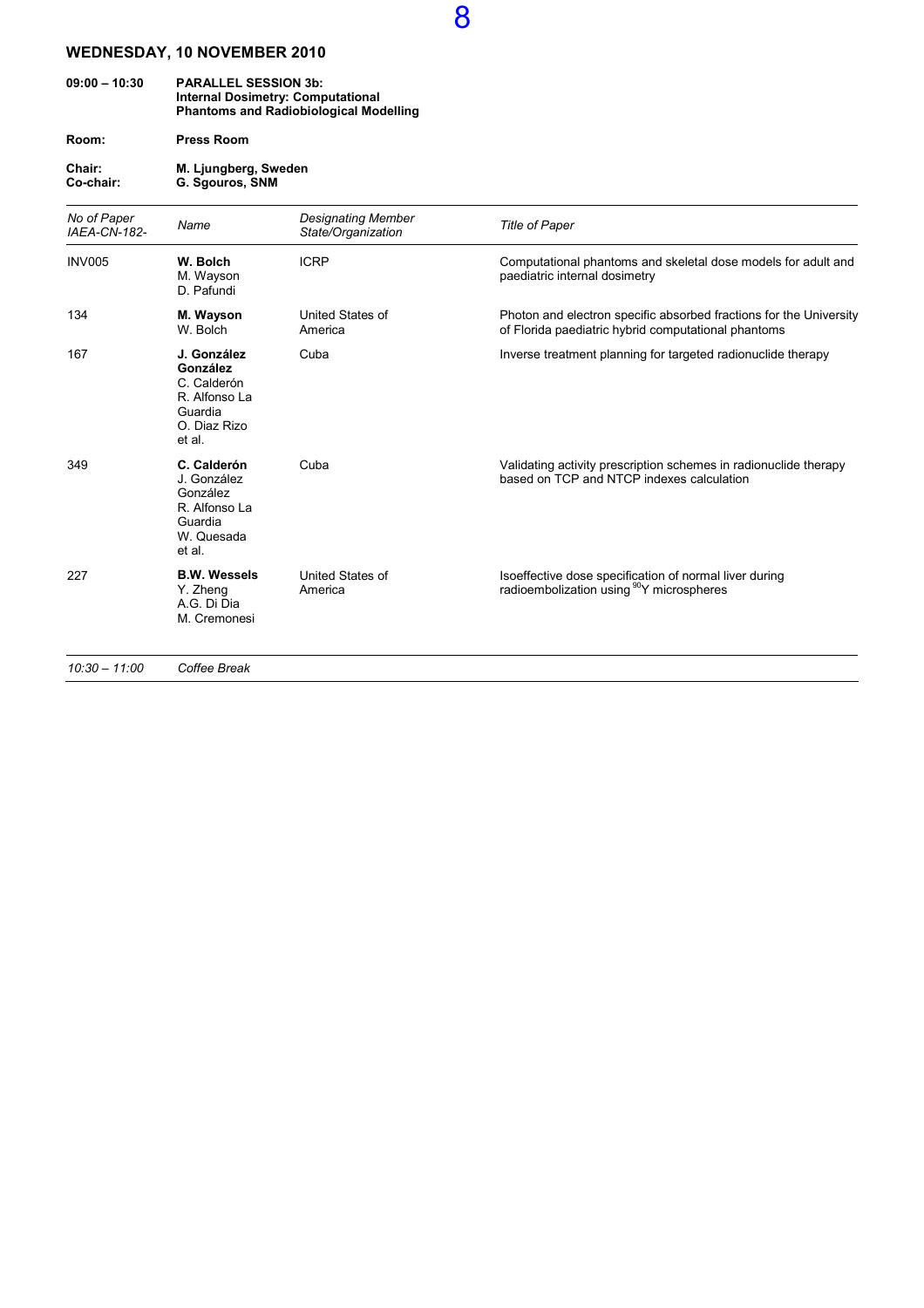## WEDNESDAY, 10 NOVEMBER 2010

**09:00 – 10:30** **PARALLEL SESSION 3b: Internal Dosimetry: Computational Phantoms and Radiobiological Modelling**

**Room:** **Press Room**

**Chair:** **M. Ljungberg, Sweden**
**Co-chair:** **G. Sgouros, SNM**

| *No of Paper IAEA-CN-182-* | *Name* | *Designating Member State/Organization* | *Title of Paper* |
|---|---|---|---|
| INV005 | **W. Bolch** M. Wayson D. Pafundi | ICRP | Computational phantoms and skeletal dose models for adult and paediatric internal dosimetry |
| 134 | **M. Wayson** W. Bolch | United States of America | Photon and electron specific absorbed fractions for the University of Florida paediatric hybrid computational phantoms |
| 167 | **J. González González** C. Calderón R. Alfonso La Guardia O. Diaz Rizo et al. | Cuba | Inverse treatment planning for targeted radionuclide therapy |
| 349 | **C. Calderón** J. González González R. Alfonso La Guardia W. Quesada et al. | Cuba | Validating activity prescription schemes in radionuclide therapy based on TCP and NTCP indexes calculation |
| 227 | **B.W. Wessels** Y. Zheng A.G. Di Dia M. Cremonesi | United States of America | Isoeffective dose specification of normal liver during radioembolization using $^{90}$Y microspheres |

*10:30 – 11:00* *Coffee Break*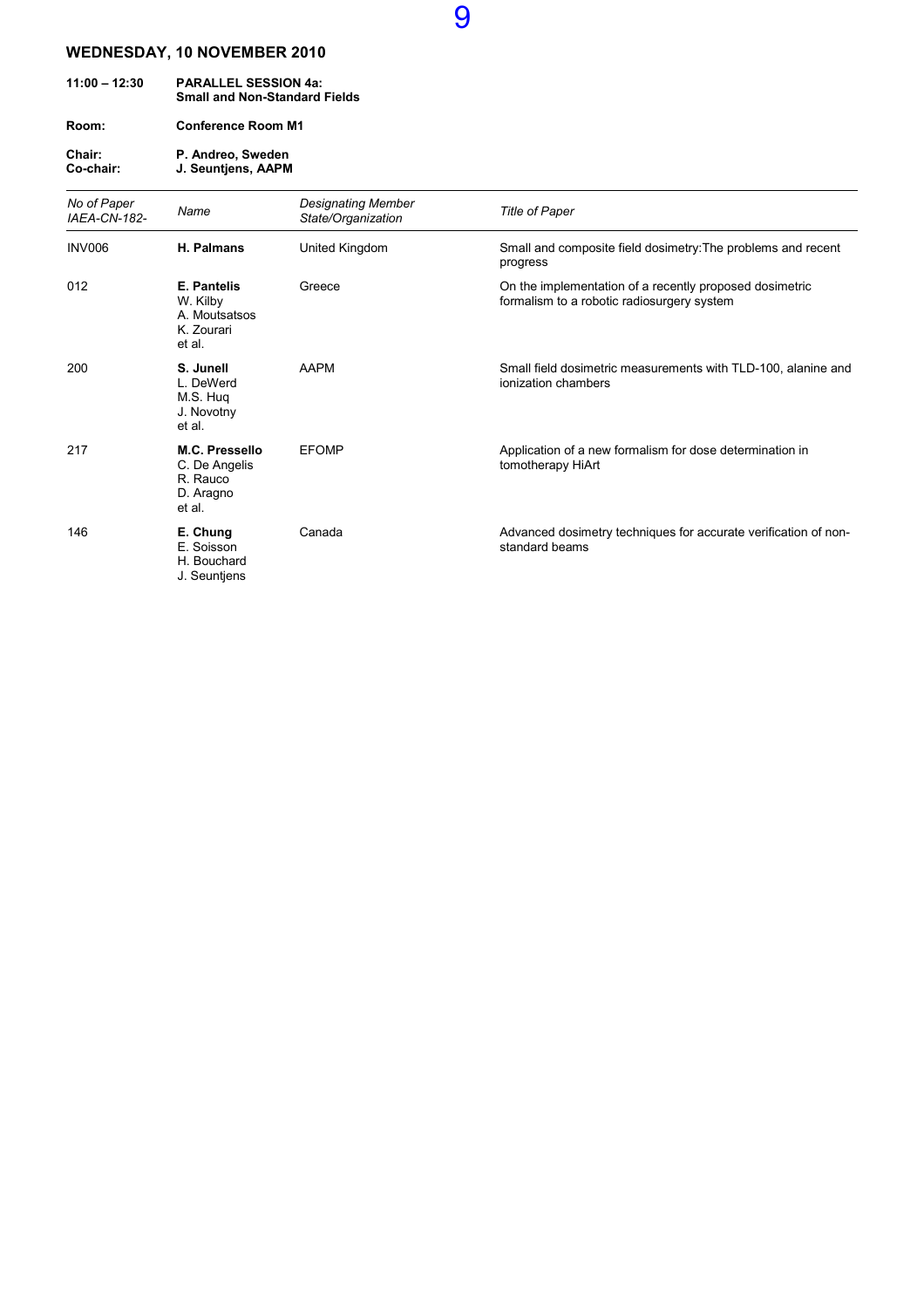## WEDNESDAY, 10 NOVEMBER 2010

**11:00 – 12:30** **PARALLEL SESSION 4a: Small and Non-Standard Fields**

**Room:** **Conference Room M1**

**Chair:** **P. Andreo, Sweden**
**Co-chair:** **J. Seuntjens, AAPM**

| *No of Paper IAEA-CN-182-* | *Name* | *Designating Member State/Organization* | *Title of Paper* |
|---|---|---|---|
| INV006 | **H. Palmans** | United Kingdom | Small and composite field dosimetry:The problems and recent progress |
| 012 | **E. Pantelis**<br>W. Kilby<br>A. Moutsatsos<br>K. Zourari<br>et al. | Greece | On the implementation of a recently proposed dosimetric formalism to a robotic radiosurgery system |
| 200 | **S. Junell**<br>L. DeWerd<br>M.S. Huq<br>J. Novotny<br>et al. | AAPM | Small field dosimetric measurements with TLD-100, alanine and ionization chambers |
| 217 | **M.C. Pressello**<br>C. De Angelis<br>R. Rauco<br>D. Aragno<br>et al. | EFOMP | Application of a new formalism for dose determination in tomotherapy HiArt |
| 146 | **E. Chung**<br>E. Soisson<br>H. Bouchard<br>J. Seuntjens | Canada | Advanced dosimetry techniques for accurate verification of non-standard beams |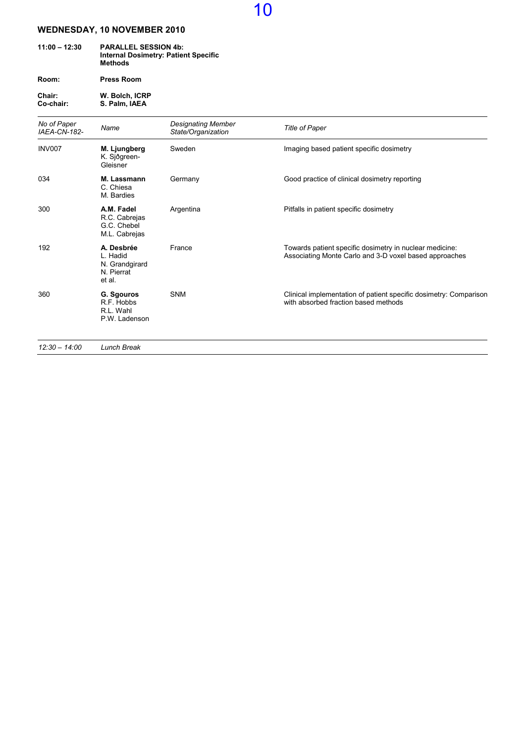## WEDNESDAY, 10 NOVEMBER 2010

**11:00 – 12:30** **PARALLEL SESSION 4b: Internal Dosimetry: Patient Specific Methods**

**Room:** **Press Room**

**Chair:** **W. Bolch, ICRP**
**Co-chair:** **S. Palm, IAEA**

| *No of Paper IAEA-CN-182-* | *Name* | *Designating Member State/Organization* | *Title of Paper* |
|---|---|---|---|
| INV007 | **M. Ljungberg**<br>K. Sjögreen-Gleisner | Sweden | Imaging based patient specific dosimetry |
| 034 | **M. Lassmann**<br>C. Chiesa<br>M. Bardies | Germany | Good practice of clinical dosimetry reporting |
| 300 | **A.M. Fadel**<br>R.C. Cabrejas<br>G.C. Chebel<br>M.L. Cabrejas | Argentina | Pitfalls in patient specific dosimetry |
| 192 | **A. Desbrée**<br>L. Hadid<br>N. Grandgirard<br>N. Pierrat<br>et al. | France | Towards patient specific dosimetry in nuclear medicine: Associating Monte Carlo and 3-D voxel based approaches |
| 360 | **G. Sgouros**<br>R.F. Hobbs<br>R.L. Wahl<br>P.W. Ladenson | SNM | Clinical implementation of patient specific dosimetry: Comparison with absorbed fraction based methods |

*12:30 – 14:00* *Lunch Break*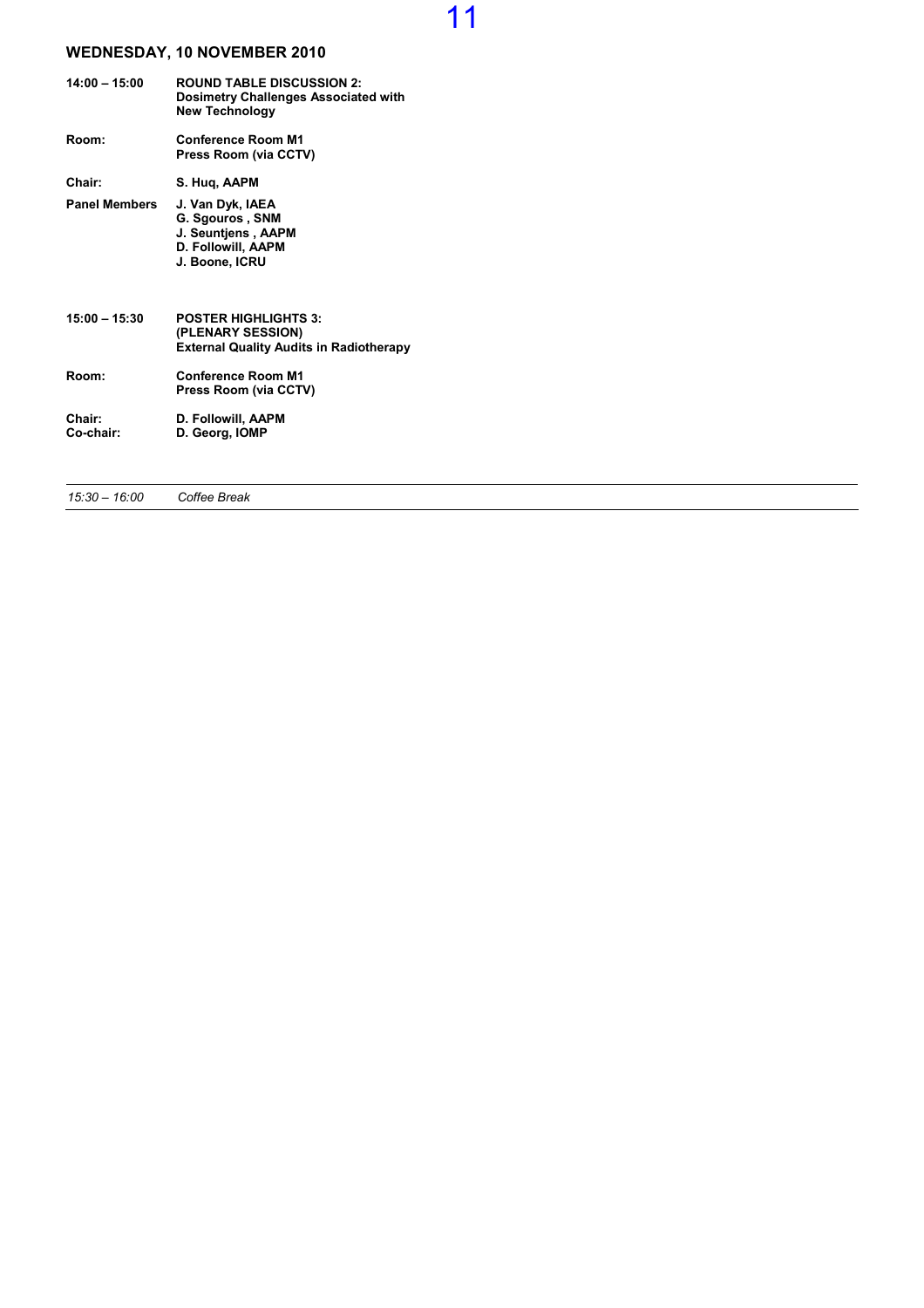## WEDNESDAY, 10 NOVEMBER 2010

| | |
|---|---|
| **14:00 – 15:00** | **ROUND TABLE DISCUSSION 2: Dosimetry Challenges Associated with New Technology** |
| **Room:** | **Conference Room M1**<br>**Press Room (via CCTV)** |
| **Chair:** | **S. Huq, AAPM** |
| **Panel Members** | **J. Van Dyk, IAEA**<br>**G. Sgouros , SNM**<br>**J. Seuntjens , AAPM**<br>**D. Followill, AAPM**<br>**J. Boone, ICRU** |

| | |
|---|---|
| **15:00 – 15:30** | **POSTER HIGHLIGHTS 3: (PLENARY SESSION) External Quality Audits in Radiotherapy** |
| **Room:** | **Conference Room M1**<br>**Press Room (via CCTV)** |
| **Chair:** | **D. Followill, AAPM** |
| **Co-chair:** | **D. Georg, IOMP** |

---

*15:30 – 16:00* *Coffee Break*

---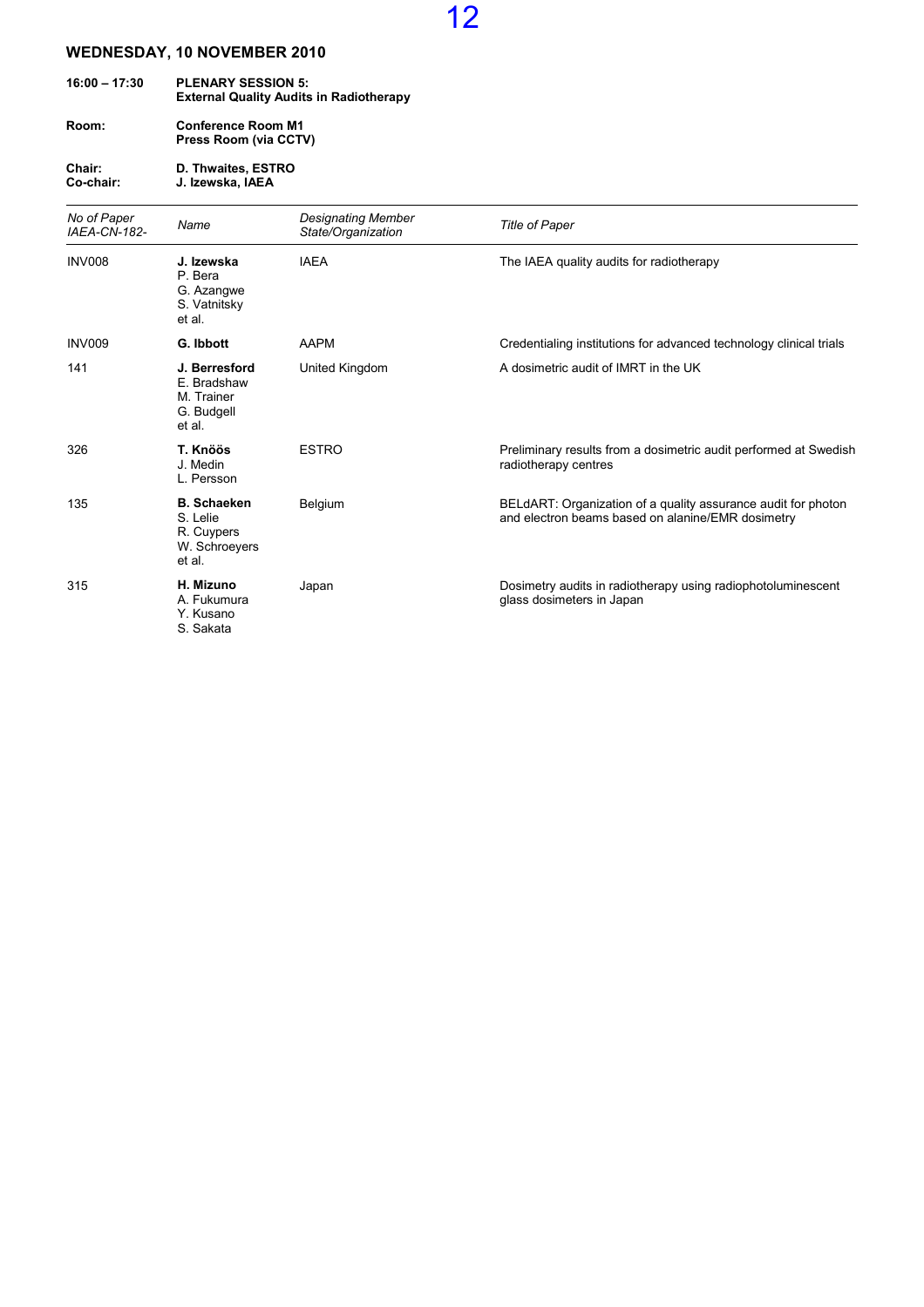## WEDNESDAY, 10 NOVEMBER 2010

**16:00 – 17:30** **PLENARY SESSION 5: External Quality Audits in Radiotherapy**

**Room:** **Conference Room M1**
**Press Room (via CCTV)**

**Chair:** **D. Thwaites, ESTRO**
**Co-chair:** **J. Izewska, IAEA**

| *No of Paper IAEA-CN-182-* | *Name* | *Designating Member State/Organization* | *Title of Paper* |
|---|---|---|---|
| INV008 | **J. Izewska**<br>P. Bera<br>G. Azangwe<br>S. Vatnitsky<br>et al. | IAEA | The IAEA quality audits for radiotherapy |
| INV009 | **G. Ibbott** | AAPM | Credentialing institutions for advanced technology clinical trials |
| 141 | **J. Berresford**<br>E. Bradshaw<br>M. Trainer<br>G. Budgell<br>et al. | United Kingdom | A dosimetric audit of IMRT in the UK |
| 326 | **T. Knöös**<br>J. Medin<br>L. Persson | ESTRO | Preliminary results from a dosimetric audit performed at Swedish radiotherapy centres |
| 135 | **B. Schaeken**<br>S. Lelie<br>R. Cuypers<br>W. Schroeyers<br>et al. | Belgium | BELdART: Organization of a quality assurance audit for photon and electron beams based on alanine/EMR dosimetry |
| 315 | **H. Mizuno**<br>A. Fukumura<br>Y. Kusano<br>S. Sakata | Japan | Dosimetry audits in radiotherapy using radiophotoluminescent glass dosimeters in Japan |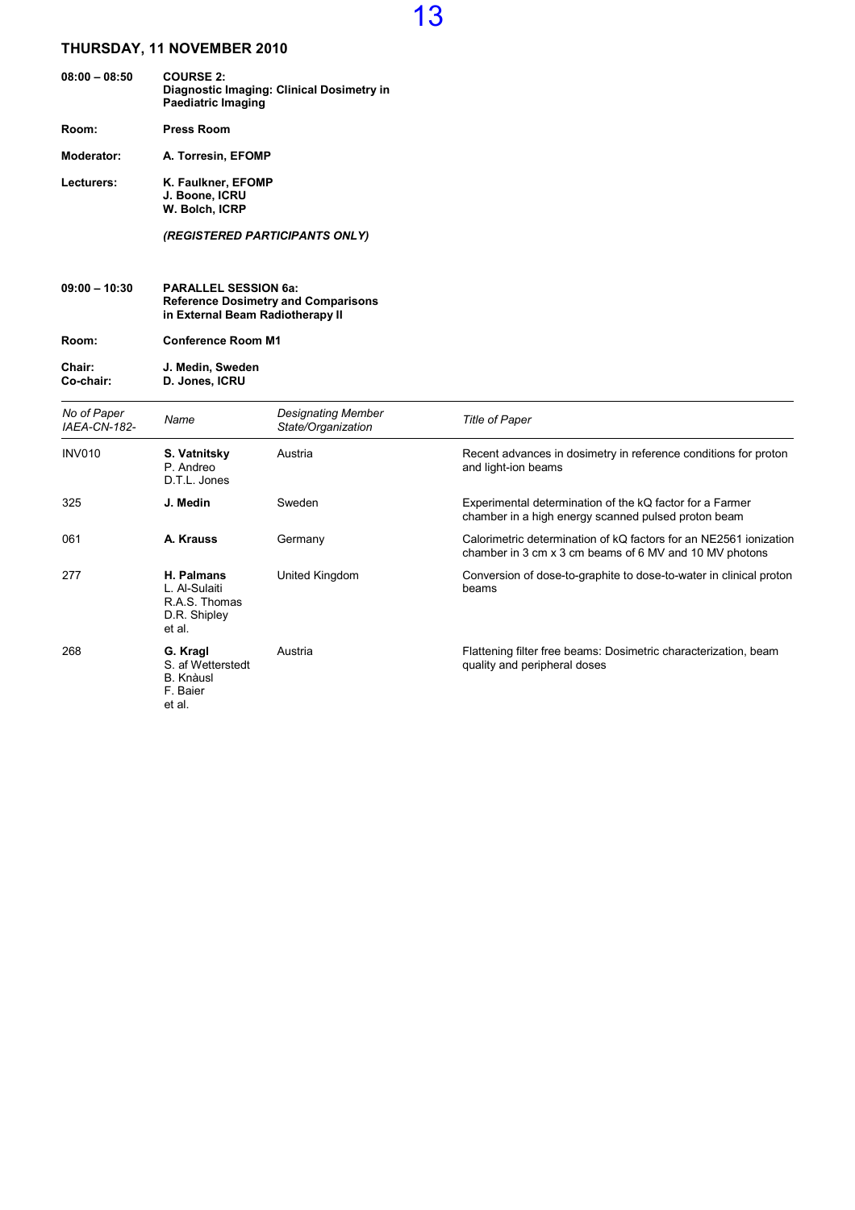## THURSDAY, 11 NOVEMBER 2010

**08:00 – 08:50** **COURSE 2:**
**Diagnostic Imaging: Clinical Dosimetry in Paediatric Imaging**

**Room:** **Press Room**

**Moderator:** **A. Torresin, EFOMP**

**Lecturers:** **K. Faulkner, EFOMP**
**J. Boone, ICRU**
**W. Bolch, ICRP**

***(REGISTERED PARTICIPANTS ONLY)***

**09:00 – 10:30** **PARALLEL SESSION 6a:**
**Reference Dosimetry and Comparisons in External Beam Radiotherapy II**

**Room:** **Conference Room M1**

**Chair:** **J. Medin, Sweden**
**Co-chair:** **D. Jones, ICRU**

| *No of Paper IAEA-CN-182-* | *Name* | *Designating Member State/Organization* | *Title of Paper* |
|---|---|---|---|
| INV010 | **S. Vatnitsky**<br>P. Andreo<br>D.T.L. Jones | Austria | Recent advances in dosimetry in reference conditions for proton and light-ion beams |
| 325 | **J. Medin** | Sweden | Experimental determination of the kQ factor for a Farmer chamber in a high energy scanned pulsed proton beam |
| 061 | **A. Krauss** | Germany | Calorimetric determination of kQ factors for an NE2561 ionization chamber in 3 cm x 3 cm beams of 6 MV and 10 MV photons |
| 277 | **H. Palmans**<br>L. Al-Sulaiti<br>R.A.S. Thomas<br>D.R. Shipley<br>et al. | United Kingdom | Conversion of dose-to-graphite to dose-to-water in clinical proton beams |
| 268 | **G. Kragl**<br>S. af Wetterstedt<br>B. Knàusl<br>F. Baier<br>et al. | Austria | Flattening filter free beams: Dosimetric characterization, beam quality and peripheral doses |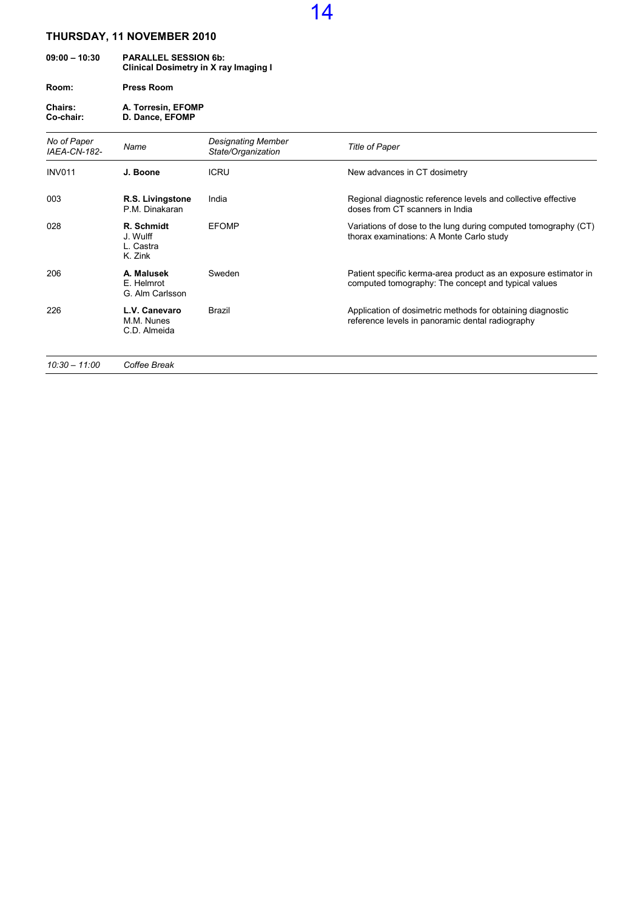## THURSDAY, 11 NOVEMBER 2010

**09:00 – 10:30** **PARALLEL SESSION 6b: Clinical Dosimetry in X ray Imaging I**

**Room:** **Press Room**

**Chairs:** **A. Torresin, EFOMP**
**Co-chair:** **D. Dance, EFOMP**

| *No of Paper IAEA-CN-182-* | *Name* | *Designating Member State/Organization* | *Title of Paper* |
|---|---|---|---|
| INV011 | **J. Boone** | ICRU | New advances in CT dosimetry |
| 003 | **R.S. Livingstone** P.M. Dinakaran | India | Regional diagnostic reference levels and collective effective doses from CT scanners in India |
| 028 | **R. Schmidt** J. Wulff L. Castra K. Zink | EFOMP | Variations of dose to the lung during computed tomography (CT) thorax examinations: A Monte Carlo study |
| 206 | **A. Malusek** E. Helmrot G. Alm Carlsson | Sweden | Patient specific kerma-area product as an exposure estimator in computed tomography: The concept and typical values |
| 226 | **L.V. Canevaro** M.M. Nunes C.D. Almeida | Brazil | Application of dosimetric methods for obtaining diagnostic reference levels in panoramic dental radiography |

*10:30 – 11:00* *Coffee Break*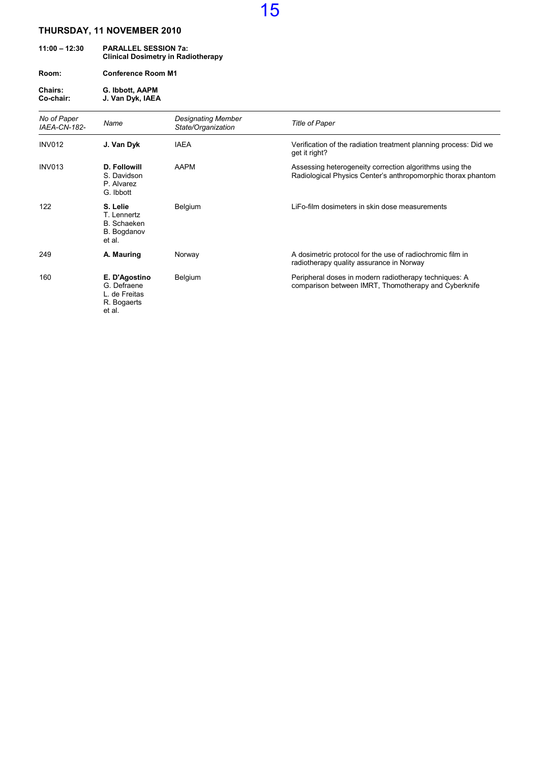## THURSDAY, 11 NOVEMBER 2010

**11:00 – 12:30** **PARALLEL SESSION 7a: Clinical Dosimetry in Radiotherapy**

**Room:** **Conference Room M1**

**Chairs:** **G. Ibbott, AAPM**
**Co-chair:** **J. Van Dyk, IAEA**

| *No of Paper IAEA-CN-182-* | *Name* | *Designating Member State/Organization* | *Title of Paper* |
|---|---|---|---|
| INV012 | **J. Van Dyk** | IAEA | Verification of the radiation treatment planning process: Did we get it right? |
| INV013 | **D. Followill**<br>S. Davidson<br>P. Alvarez<br>G. Ibbott | AAPM | Assessing heterogeneity correction algorithms using the Radiological Physics Center's anthropomorphic thorax phantom |
| 122 | **S. Lelie**<br>T. Lennertz<br>B. Schaeken<br>B. Bogdanov<br>et al. | Belgium | LiFo-film dosimeters in skin dose measurements |
| 249 | **A. Mauring** | Norway | A dosimetric protocol for the use of radiochromic film in radiotherapy quality assurance in Norway |
| 160 | **E. D'Agostino**<br>G. Defraene<br>L. de Freitas<br>R. Bogaerts<br>et al. | Belgium | Peripheral doses in modern radiotherapy techniques: A comparison between IMRT, Thomotherapy and Cyberknife |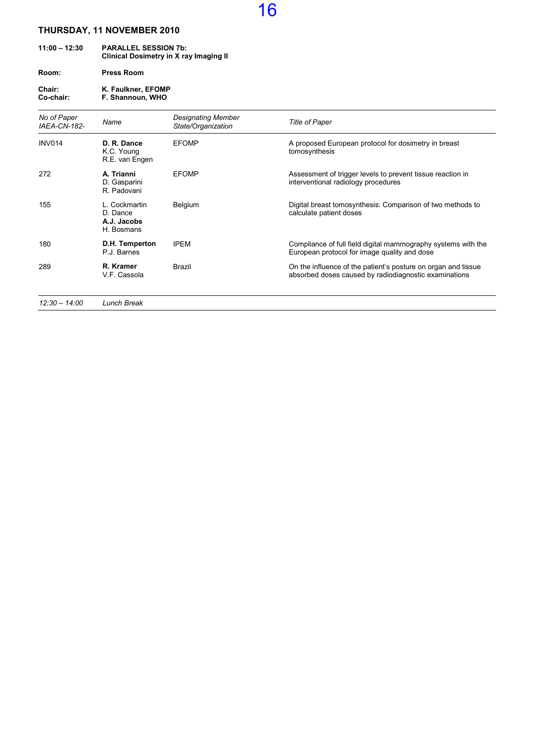## THURSDAY, 11 NOVEMBER 2010

**11:00 – 12:30** **PARALLEL SESSION 7b: Clinical Dosimetry in X ray Imaging II**

**Room:** **Press Room**

**Chair:** **K. Faulkner, EFOMP**
**Co-chair:** **F. Shannoun, WHO**

| *No of Paper IAEA-CN-182-* | *Name* | *Designating Member State/Organization* | *Title of Paper* |
|---|---|---|---|
| INV014 | **D. R. Dance**<br>K.C. Young<br>R.E. van Engen | EFOMP | A proposed European protocol for dosimetry in breast tomosynthesis |
| 272 | **A. Trianni**<br>D. Gasparini<br>R. Padovani | EFOMP | Assessment of trigger levels to prevent tissue reaction in interventional radiology procedures |
| 155 | L. Cockmartin<br>D. Dance<br>**A.J. Jacobs**<br>H. Bosmans | Belgium | Digital breast tomosynthesis: Comparison of two methods to calculate patient doses |
| 180 | **D.H. Temperton**<br>P.J. Barnes | IPEM | Compliance of full field digital mammography systems with the European protocol for image quality and dose |
| 289 | **R. Kramer**<br>V.F. Cassola | Brazil | On the influence of the patient's posture on organ and tissue absorbed doses caused by radiodiagnostic examinations |

*12:30 – 14:00* *Lunch Break*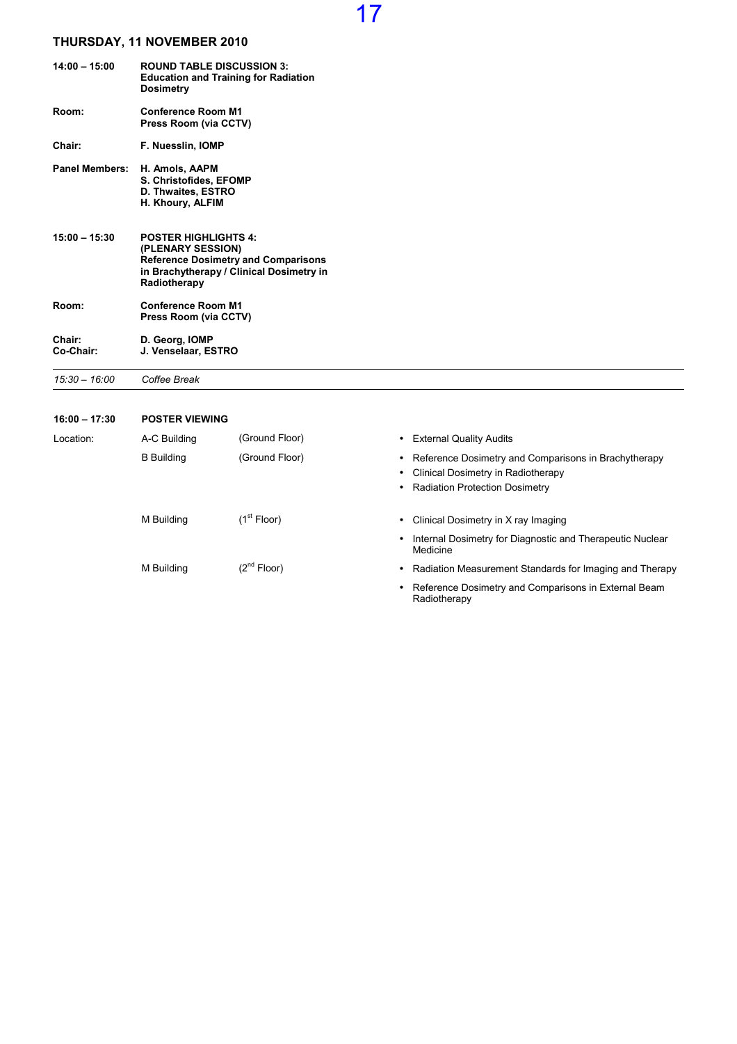## THURSDAY, 11 NOVEMBER 2010

**14:00 – 15:00** **ROUND TABLE DISCUSSION 3: Education and Training for Radiation Dosimetry**

**Room:** **Conference Room M1**
**Press Room (via CCTV)**

**Chair:** **F. Nuesslin, IOMP**

**Panel Members:** **H. Amols, AAPM**
**S. Christofides, EFOMP**
**D. Thwaites, ESTRO**
**H. Khoury, ALFIM**

**15:00 – 15:30** **POSTER HIGHLIGHTS 4: (PLENARY SESSION) Reference Dosimetry and Comparisons in Brachytherapy / Clinical Dosimetry in Radiotherapy**

**Room:** **Conference Room M1**
**Press Room (via CCTV)**

**Chair:** **D. Georg, IOMP**
**Co-Chair:** **J. Venselaar, ESTRO**

---

*15:30 – 16:00* *Coffee Break*

---

**16:00 – 17:30** **POSTER VIEWING**

Location:

| Building | Floor | Topics |
|---|---|---|
| A-C Building | (Ground Floor) | • External Quality Audits |
| B Building | (Ground Floor) | • Reference Dosimetry and Comparisons in Brachytherapy<br>• Clinical Dosimetry in Radiotherapy<br>• Radiation Protection Dosimetry |
| M Building | (1st Floor) | • Clinical Dosimetry in X ray Imaging<br>• Internal Dosimetry for Diagnostic and Therapeutic Nuclear Medicine |
| M Building | (2nd Floor) | • Radiation Measurement Standards for Imaging and Therapy<br>• Reference Dosimetry and Comparisons in External Beam Radiotherapy |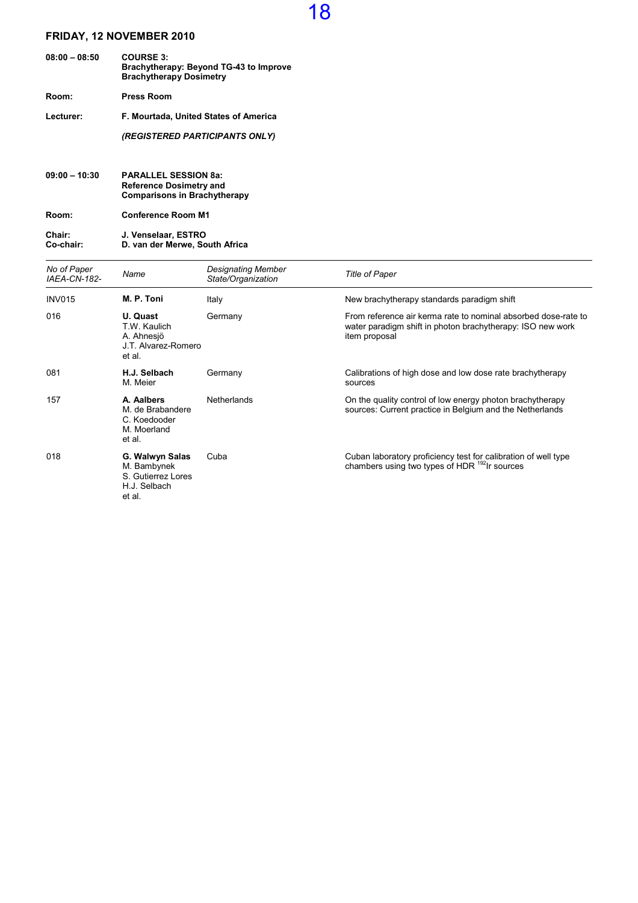## FRIDAY, 12 NOVEMBER 2010

**08:00 – 08:50** **COURSE 3:**
**Brachytherapy: Beyond TG-43 to Improve Brachytherapy Dosimetry**

**Room:** **Press Room**

**Lecturer:** **F. Mourtada, United States of America**

***(REGISTERED PARTICIPANTS ONLY)***

**09:00 – 10:30** **PARALLEL SESSION 8a:**
**Reference Dosimetry and Comparisons in Brachytherapy**

**Room:** **Conference Room M1**

**Chair:** **J. Venselaar, ESTRO**
**Co-chair:** **D. van der Merwe, South Africa**

| *No of Paper IAEA-CN-182-* | *Name* | *Designating Member State/Organization* | *Title of Paper* |
|---|---|---|---|
| INV015 | **M. P. Toni** | Italy | New brachytherapy standards paradigm shift |
| 016 | **U. Quast**<br>T.W. Kaulich<br>A. Ahnesjö<br>J.T. Alvarez-Romero<br>et al. | Germany | From reference air kerma rate to nominal absorbed dose-rate to water paradigm shift in photon brachytherapy: ISO new work item proposal |
| 081 | **H.J. Selbach**<br>M. Meier | Germany | Calibrations of high dose and low dose rate brachytherapy sources |
| 157 | **A. Aalbers**<br>M. de Brabandere<br>C. Koedooder<br>M. Moerland<br>et al. | Netherlands | On the quality control of low energy photon brachytherapy sources: Current practice in Belgium and the Netherlands |
| 018 | **G. Walwyn Salas**<br>M. Bambynek<br>S. Gutierrez Lores<br>H.J. Selbach<br>et al. | Cuba | Cuban laboratory proficiency test for calibration of well type chambers using two types of HDR $^{192}$Ir sources |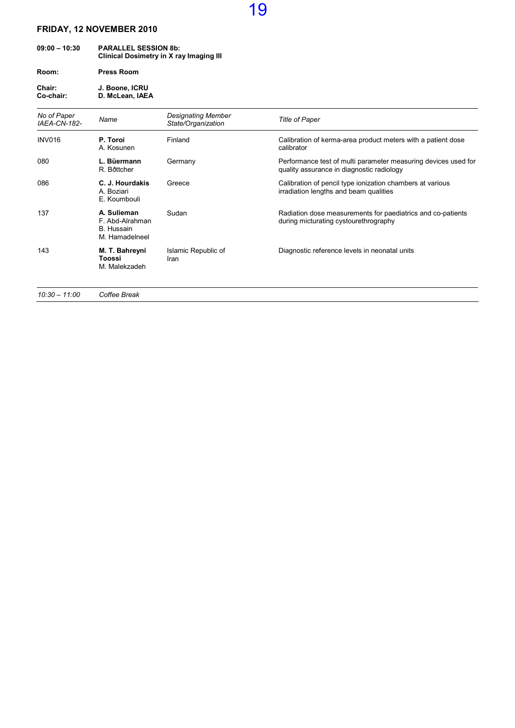## FRIDAY, 12 NOVEMBER 2010

**09:00 – 10:30** **PARALLEL SESSION 8b: Clinical Dosimetry in X ray Imaging III**

**Room:** **Press Room**

**Chair:** **J. Boone, ICRU**
**Co-chair:** **D. McLean, IAEA**

| *No of Paper IAEA-CN-182-* | *Name* | *Designating Member State/Organization* | *Title of Paper* |
|---|---|---|---|
| INV016 | **P. Toroi**<br>A. Kosunen | Finland | Calibration of kerma-area product meters with a patient dose calibrator |
| 080 | **L. Büermann**<br>R. Bőttcher | Germany | Performance test of multi parameter measuring devices used for quality assurance in diagnostic radiology |
| 086 | **C. J. Hourdakis**<br>A. Boziari<br>E. Koumbouli | Greece | Calibration of pencil type ionization chambers at various irradiation lengths and beam qualities |
| 137 | **A. Sulieman**<br>F. Abd-Alrahman<br>B. Hussain<br>M. Hamadelneel | Sudan | Radiation dose measurements for paediatrics and co-patients during micturating cystourethrography |
| 143 | **M. T. Bahreyni Toossi**<br>M. Malekzadeh | Islamic Republic of Iran | Diagnostic reference levels in neonatal units |

*10:30 – 11:00* *Coffee Break*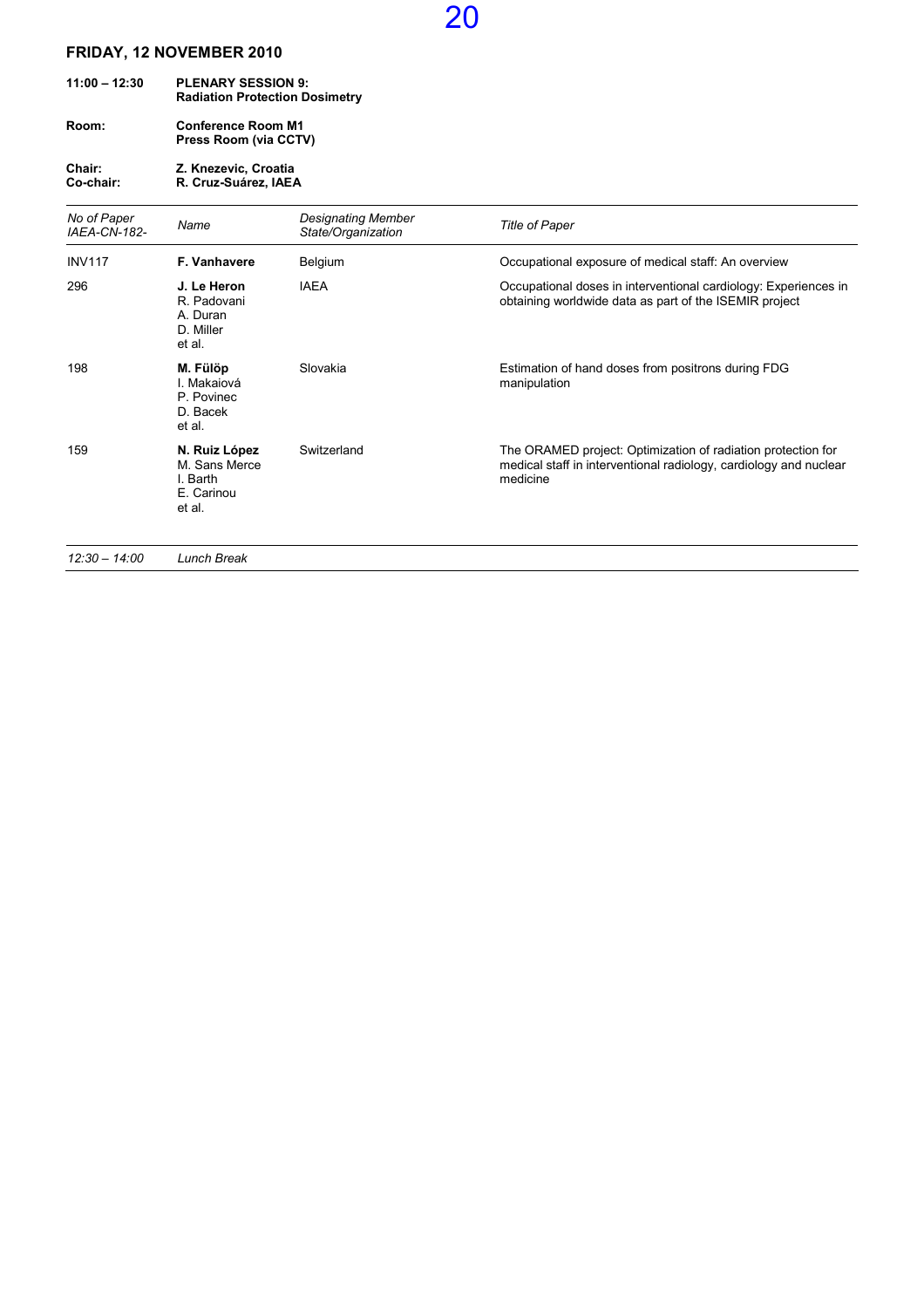## FRIDAY, 12 NOVEMBER 2010

**11:00 – 12:30** **PLENARY SESSION 9: Radiation Protection Dosimetry**

**Room:** **Conference Room M1**
**Press Room (via CCTV)**

**Chair:** **Z. Knezevic, Croatia**
**Co-chair:** **R. Cruz-Suárez, IAEA**

| *No of Paper IAEA-CN-182-* | *Name* | *Designating Member State/Organization* | *Title of Paper* |
|---|---|---|---|
| INV117 | **F. Vanhavere** | Belgium | Occupational exposure of medical staff: An overview |
| 296 | **J. Le Heron**<br>R. Padovani<br>A. Duran<br>D. Miller<br>et al. | IAEA | Occupational doses in interventional cardiology: Experiences in obtaining worldwide data as part of the ISEMIR project |
| 198 | **M. Fülöp**<br>I. Makaiová<br>P. Povinec<br>D. Bacek<br>et al. | Slovakia | Estimation of hand doses from positrons during FDG manipulation |
| 159 | **N. Ruiz López**<br>M. Sans Merce<br>I. Barth<br>E. Carinou<br>et al. | Switzerland | The ORAMED project: Optimization of radiation protection for medical staff in interventional radiology, cardiology and nuclear medicine |

*12:30 – 14:00* *Lunch Break*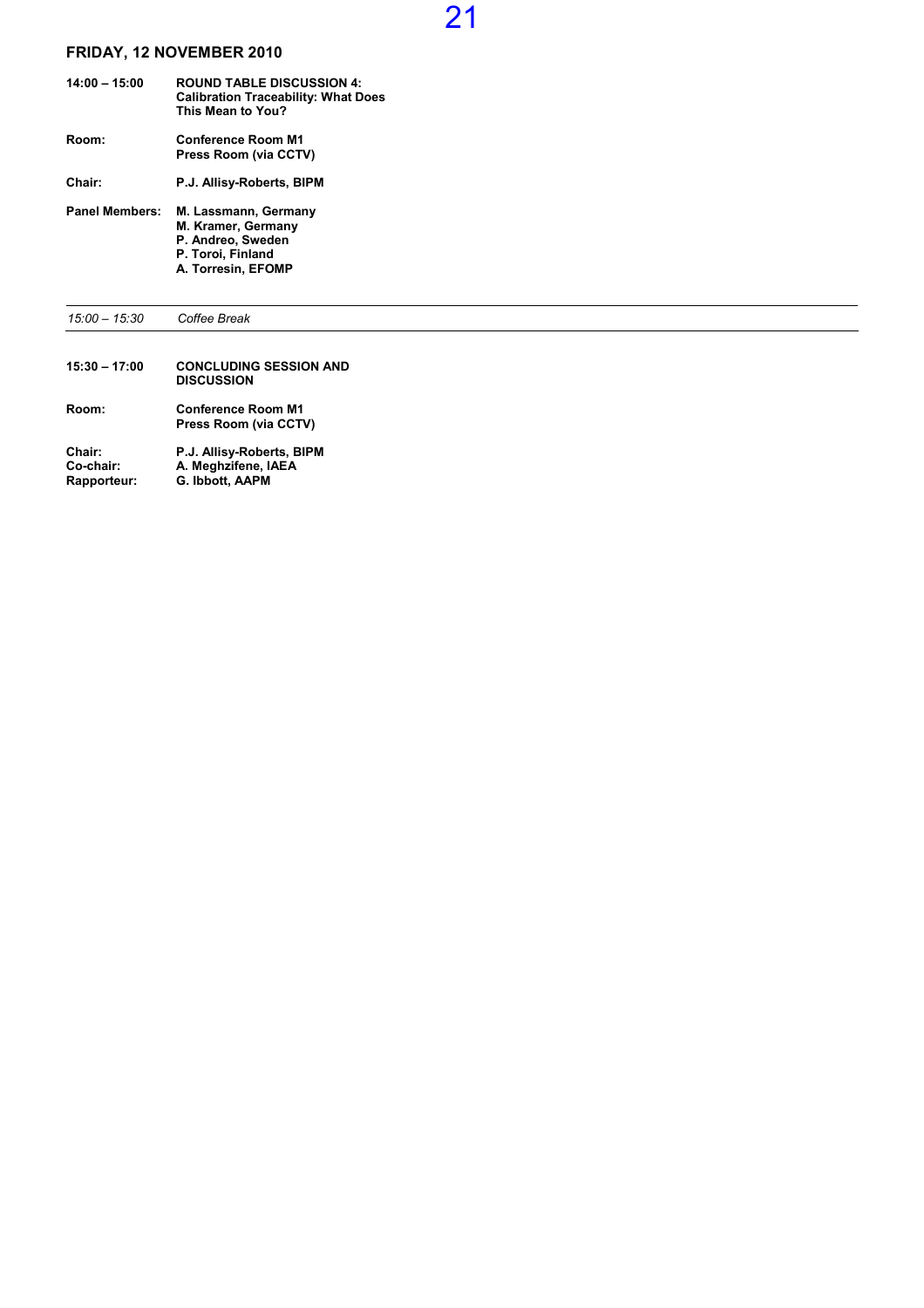## FRIDAY, 12 NOVEMBER 2010

**14:00 – 15:00** **ROUND TABLE DISCUSSION 4: Calibration Traceability: What Does This Mean to You?**

**Room:** **Conference Room M1**
**Press Room (via CCTV)**

**Chair:** **P.J. Allisy-Roberts, BIPM**

**Panel Members:** **M. Lassmann, Germany**
**M. Kramer, Germany**
**P. Andreo, Sweden**
**P. Toroi, Finland**
**A. Torresin, EFOMP**

---

*15:00 – 15:30* *Coffee Break*

---

**15:30 – 17:00** **CONCLUDING SESSION AND DISCUSSION**

**Room:** **Conference Room M1**
**Press Room (via CCTV)**

**Chair:** **P.J. Allisy-Roberts, BIPM**
**Co-chair:** **A. Meghzifene, IAEA**
**Rapporteur:** **G. Ibbott, AAPM**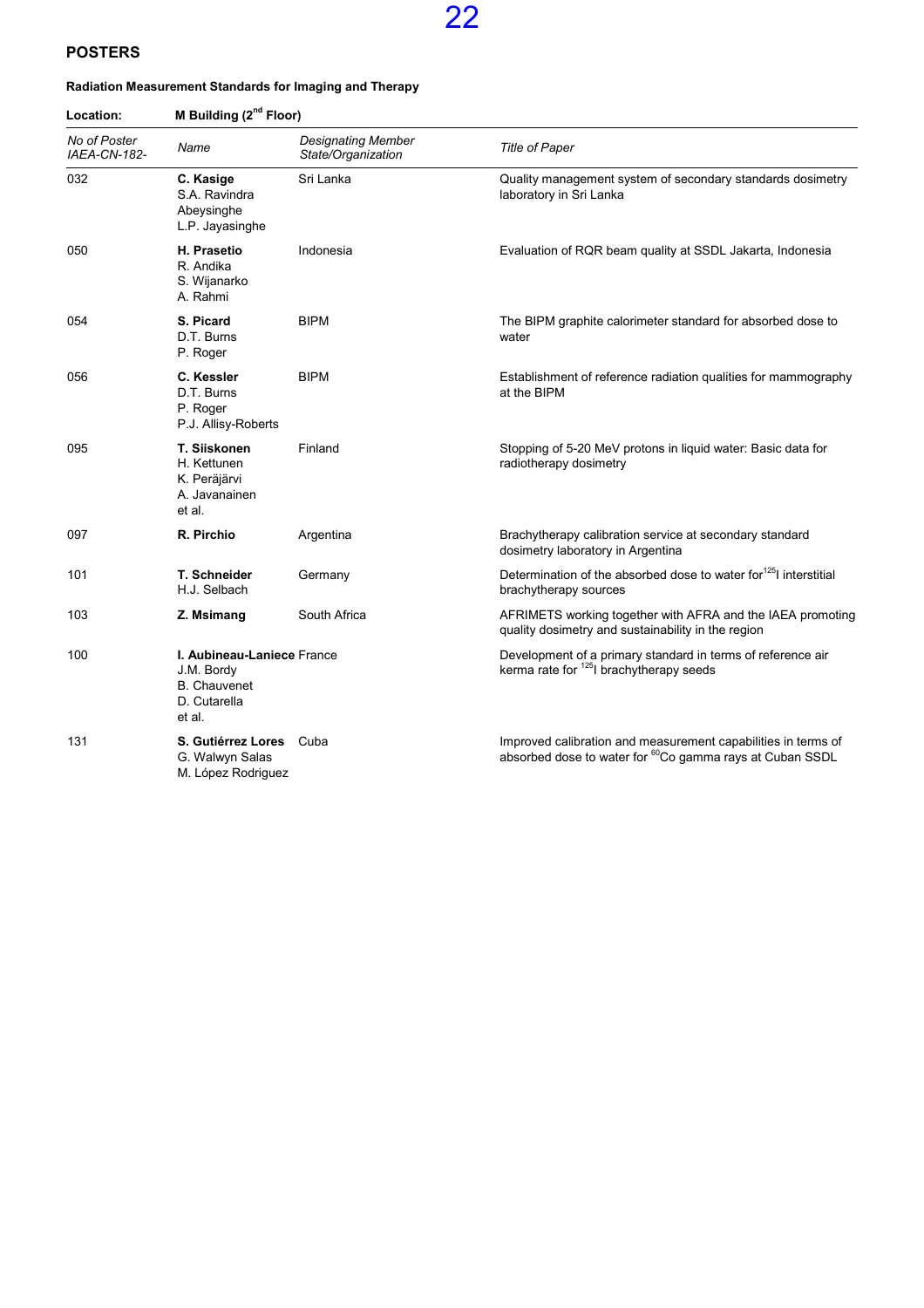## POSTERS

### Radiation Measurement Standards for Imaging and Therapy

**Location:** **M Building (2nd Floor)**

| *No of Poster IAEA-CN-182-* | *Name* | *Designating Member State/Organization* | *Title of Paper* |
|---|---|---|---|
| 032 | **C. Kasige**<br>S.A. Ravindra Abeysinghe<br>L.P. Jayasinghe | Sri Lanka | Quality management system of secondary standards dosimetry laboratory in Sri Lanka |
| 050 | **H. Prasetio**<br>R. Andika<br>S. Wijanarko<br>A. Rahmi | Indonesia | Evaluation of RQR beam quality at SSDL Jakarta, Indonesia |
| 054 | **S. Picard**<br>D.T. Burns<br>P. Roger | BIPM | The BIPM graphite calorimeter standard for absorbed dose to water |
| 056 | **C. Kessler**<br>D.T. Burns<br>P. Roger<br>P.J. Allisy-Roberts | BIPM | Establishment of reference radiation qualities for mammography at the BIPM |
| 095 | **T. Siiskonen**<br>H. Kettunen<br>K. Peräjärvi<br>A. Javanainen<br>et al. | Finland | Stopping of 5-20 MeV protons in liquid water: Basic data for radiotherapy dosimetry |
| 097 | **R. Pirchio** | Argentina | Brachytherapy calibration service at secondary standard dosimetry laboratory in Argentina |
| 101 | **T. Schneider**<br>H.J. Selbach | Germany | Determination of the absorbed dose to water for $^{125}$I interstitial brachytherapy sources |
| 103 | **Z. Msimang** | South Africa | AFRIMETS working together with AFRA and the IAEA promoting quality dosimetry and sustainability in the region |
| 100 | **I. Aubineau-Laniece**<br>J.M. Bordy<br>B. Chauvenet<br>D. Cutarella<br>et al. | France | Development of a primary standard in terms of reference air kerma rate for $^{125}$I brachytherapy seeds |
| 131 | **S. Gutiérrez Lores**<br>G. Walwyn Salas<br>M. López Rodriguez | Cuba | Improved calibration and measurement capabilities in terms of absorbed dose to water for $^{60}$Co gamma rays at Cuban SSDL |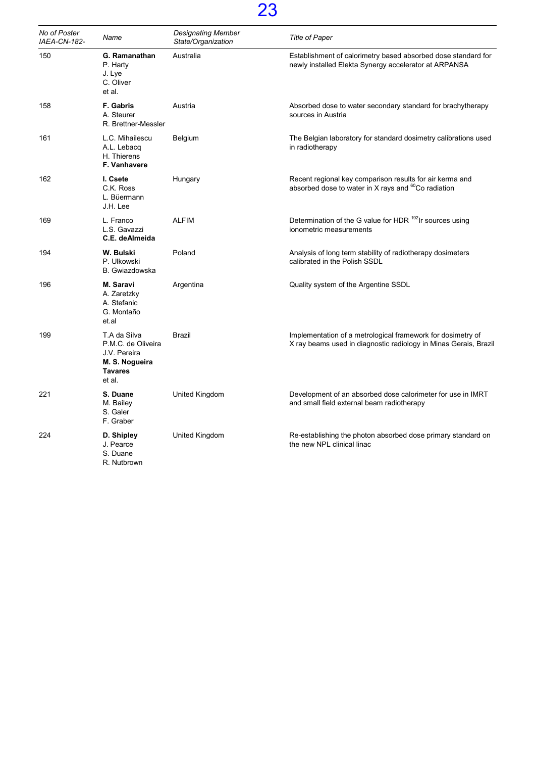| *No of Poster IAEA-CN-182-* | *Name* | *Designating Member State/Organization* | *Title of Paper* |
|---|---|---|---|
| 150 | **G. Ramanathan**<br>P. Harty<br>J. Lye<br>C. Oliver<br>et al. | Australia | Establishment of calorimetry based absorbed dose standard for newly installed Elekta Synergy accelerator at ARPANSA |
| 158 | **F. Gabris**<br>A. Steurer<br>R. Brettner-Messler | Austria | Absorbed dose to water secondary standard for brachytherapy sources in Austria |
| 161 | L.C. Mihailescu<br>A.L. Lebacq<br>H. Thierens<br>**F. Vanhavere** | Belgium | The Belgian laboratory for standard dosimetry calibrations used in radiotherapy |
| 162 | **I. Csete**<br>C.K. Ross<br>L. Büermann<br>J.H. Lee | Hungary | Recent regional key comparison results for air kerma and absorbed dose to water in X rays and $^{60}$Co radiation |
| 169 | L. Franco<br>L.S. Gavazzi<br>**C.E. deAlmeida** | ALFIM | Determination of the G value for HDR $^{192}$Ir sources using ionometric measurements |
| 194 | **W. Bulski**<br>P. Ulkowski<br>B. Gwiazdowska | Poland | Analysis of long term stability of radiotherapy dosimeters calibrated in the Polish SSDL |
| 196 | **M. Saravi**<br>A. Zaretzky<br>A. Stefanic<br>G. Montaño<br>et.al | Argentina | Quality system of the Argentine SSDL |
| 199 | T.A da Silva<br>P.M.C. de Oliveira<br>J.V. Pereira<br>**M. S. Nogueira Tavares**<br>et al. | Brazil | Implementation of a metrological framework for dosimetry of X ray beams used in diagnostic radiology in Minas Gerais, Brazil |
| 221 | **S. Duane**<br>M. Bailey<br>S. Galer<br>F. Graber | United Kingdom | Development of an absorbed dose calorimeter for use in IMRT and small field external beam radiotherapy |
| 224 | **D. Shipley**<br>J. Pearce<br>S. Duane<br>R. Nutbrown | United Kingdom | Re-establishing the photon absorbed dose primary standard on the new NPL clinical linac |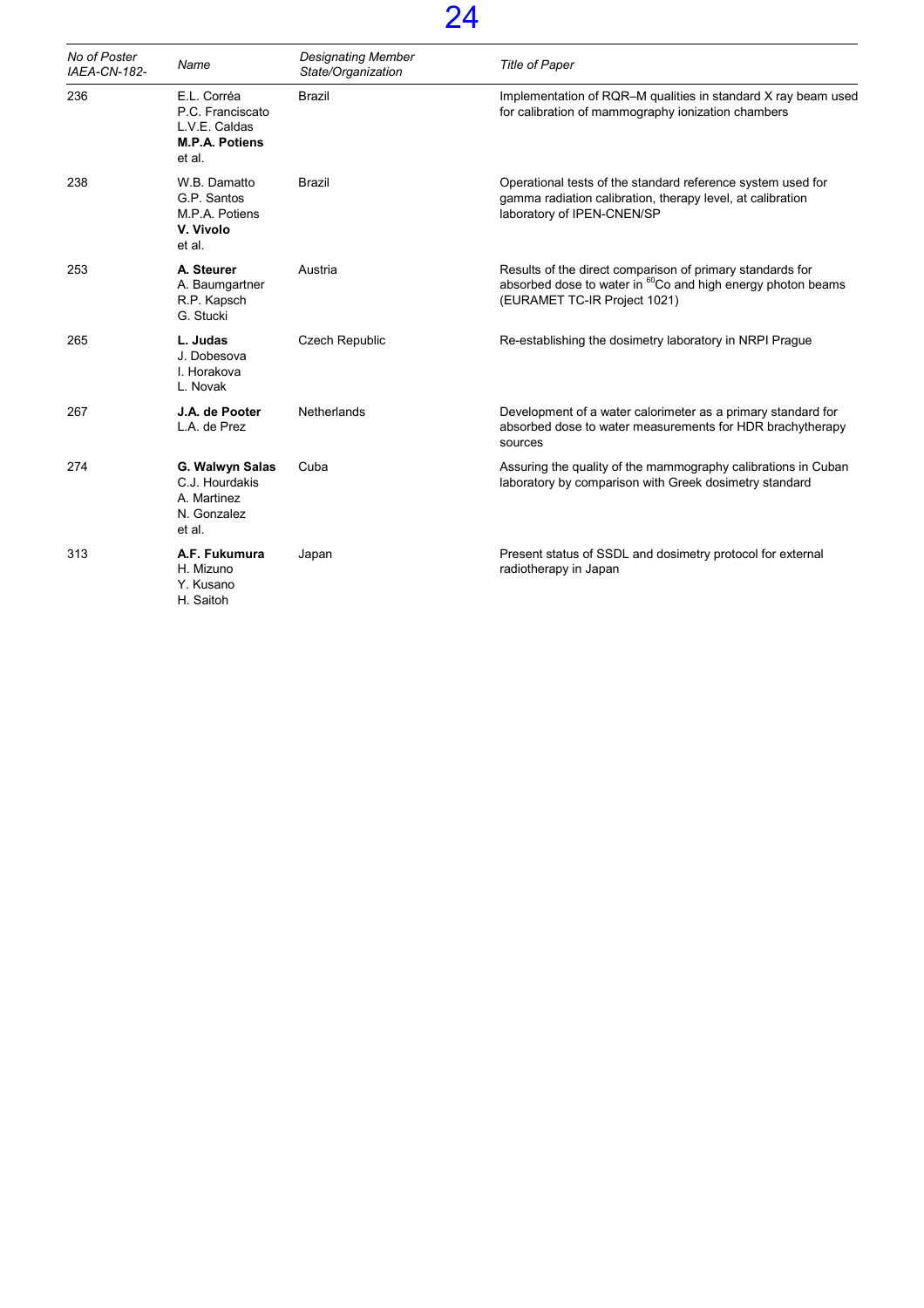| *No of Poster IAEA-CN-182-* | *Name* | *Designating Member State/Organization* | *Title of Paper* |
|---|---|---|---|
| 236 | E.L. Corréa<br>P.C. Franciscato<br>L.V.E. Caldas<br>**M.P.A. Potiens**<br>et al. | Brazil | Implementation of RQR–M qualities in standard X ray beam used for calibration of mammography ionization chambers |
| 238 | W.B. Damatto<br>G.P. Santos<br>M.P.A. Potiens<br>**V. Vivolo**<br>et al. | Brazil | Operational tests of the standard reference system used for gamma radiation calibration, therapy level, at calibration laboratory of IPEN-CNEN/SP |
| 253 | **A. Steurer**<br>A. Baumgartner<br>R.P. Kapsch<br>G. Stucki | Austria | Results of the direct comparison of primary standards for absorbed dose to water in $^{60}Co$ and high energy photon beams (EURAMET TC-IR Project 1021) |
| 265 | **L. Judas**<br>J. Dobesova<br>I. Horakova<br>L. Novak | Czech Republic | Re-establishing the dosimetry laboratory in NRPI Prague |
| 267 | **J.A. de Pooter**<br>L.A. de Prez | Netherlands | Development of a water calorimeter as a primary standard for absorbed dose to water measurements for HDR brachytherapy sources |
| 274 | **G. Walwyn Salas**<br>C.J. Hourdakis<br>A. Martinez<br>N. Gonzalez<br>et al. | Cuba | Assuring the quality of the mammography calibrations in Cuban laboratory by comparison with Greek dosimetry standard |
| 313 | **A.F. Fukumura**<br>H. Mizuno<br>Y. Kusano<br>H. Saitoh | Japan | Present status of SSDL and dosimetry protocol for external radiotherapy in Japan |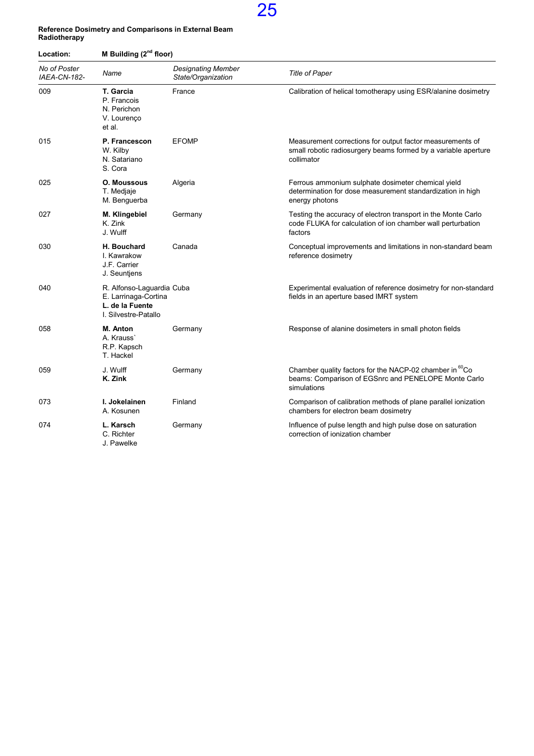**Reference Dosimetry and Comparisons in External Beam Radiotherapy**

**Location:** **M Building (2nd floor)**

| *No of Poster IAEA-CN-182-* | *Name* | *Designating Member State/Organization* | *Title of Paper* |
|---|---|---|---|
| 009 | **T. Garcia** P. Francois N. Perichon V. Lourenço et al. | France | Calibration of helical tomotherapy using ESR/alanine dosimetry |
| 015 | **P. Francescon** W. Kilby N. Satariano S. Cora | EFOMP | Measurement corrections for output factor measurements of small robotic radiosurgery beams formed by a variable aperture collimator |
| 025 | **O. Moussous** T. Medjaje M. Benguerba | Algeria | Ferrous ammonium sulphate dosimeter chemical yield determination for dose measurement standardization in high energy photons |
| 027 | **M. Klingebiel** K. Zink J. Wulff | Germany | Testing the accuracy of electron transport in the Monte Carlo code FLUKA for calculation of ion chamber wall perturbation factors |
| 030 | **H. Bouchard** I. Kawrakow J.F. Carrier J. Seuntjens | Canada | Conceptual improvements and limitations in non-standard beam reference dosimetry |
| 040 | R. Alfonso-Laguardia E. Larrinaga-Cortina **L. de la Fuente** I. Silvestre-Patallo | Cuba | Experimental evaluation of reference dosimetry for non-standard fields in an aperture based IMRT system |
| 058 | **M. Anton** A. Krauss` R.P. Kapsch T. Hackel | Germany | Response of alanine dosimeters in small photon fields |
| 059 | J. Wulff **K. Zink** | Germany | Chamber quality factors for the NACP-02 chamber in $^{60}$Co beams: Comparison of EGSnrc and PENELOPE Monte Carlo simulations |
| 073 | **I. Jokelainen** A. Kosunen | Finland | Comparison of calibration methods of plane parallel ionization chambers for electron beam dosimetry |
| 074 | **L. Karsch** C. Richter J. Pawelke | Germany | Influence of pulse length and high pulse dose on saturation correction of ionization chamber |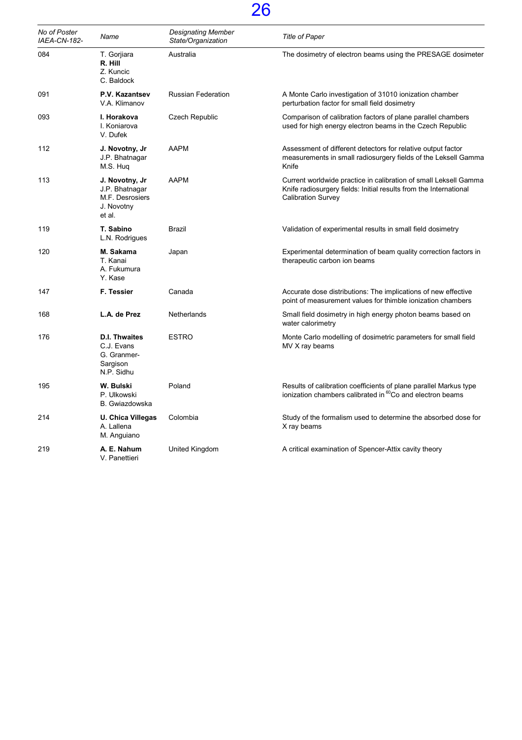| *No of Poster IAEA-CN-182-* | *Name* | *Designating Member State/Organization* | *Title of Paper* |
|---|---|---|---|
| 084 | T. Gorjiara<br>**R. Hill**<br>Z. Kuncic<br>C. Baldock | Australia | The dosimetry of electron beams using the PRESAGE dosimeter |
| 091 | **P.V. Kazantsev**<br>V.A. Klimanov | Russian Federation | A Monte Carlo investigation of 31010 ionization chamber perturbation factor for small field dosimetry |
| 093 | **I. Horakova**<br>I. Koniarova<br>V. Dufek | Czech Republic | Comparison of calibration factors of plane parallel chambers used for high energy electron beams in the Czech Republic |
| 112 | **J. Novotny, Jr**<br>J.P. Bhatnagar<br>M.S. Huq | AAPM | Assessment of different detectors for relative output factor measurements in small radiosurgery fields of the Leksell Gamma Knife |
| 113 | **J. Novotny, Jr**<br>J.P. Bhatnagar<br>M.F. Desrosiers<br>J. Novotny<br>et al. | AAPM | Current worldwide practice in calibration of small Leksell Gamma Knife radiosurgery fields: Initial results from the International Calibration Survey |
| 119 | **T. Sabino**<br>L.N. Rodrigues | Brazil | Validation of experimental results in small field dosimetry |
| 120 | **M. Sakama**<br>T. Kanai<br>A. Fukumura<br>Y. Kase | Japan | Experimental determination of beam quality correction factors in therapeutic carbon ion beams |
| 147 | **F. Tessier** | Canada | Accurate dose distributions: The implications of new effective point of measurement values for thimble ionization chambers |
| 168 | **L.A. de Prez** | Netherlands | Small field dosimetry in high energy photon beams based on water calorimetry |
| 176 | **D.I. Thwaites**<br>C.J. Evans<br>G. Granmer-Sargison<br>N.P. Sidhu | ESTRO | Monte Carlo modelling of dosimetric parameters for small field MV X ray beams |
| 195 | **W. Bulski**<br>P. Ulkowski<br>B. Gwiazdowska | Poland | Results of calibration coefficients of plane parallel Markus type ionization chambers calibrated in $^{60}$Co and electron beams |
| 214 | **U. Chica Villegas**<br>A. Lallena<br>M. Anguiano | Colombia | Study of the formalism used to determine the absorbed dose for X ray beams |
| 219 | **A. E. Nahum**<br>V. Panettieri | United Kingdom | A critical examination of Spencer-Attix cavity theory |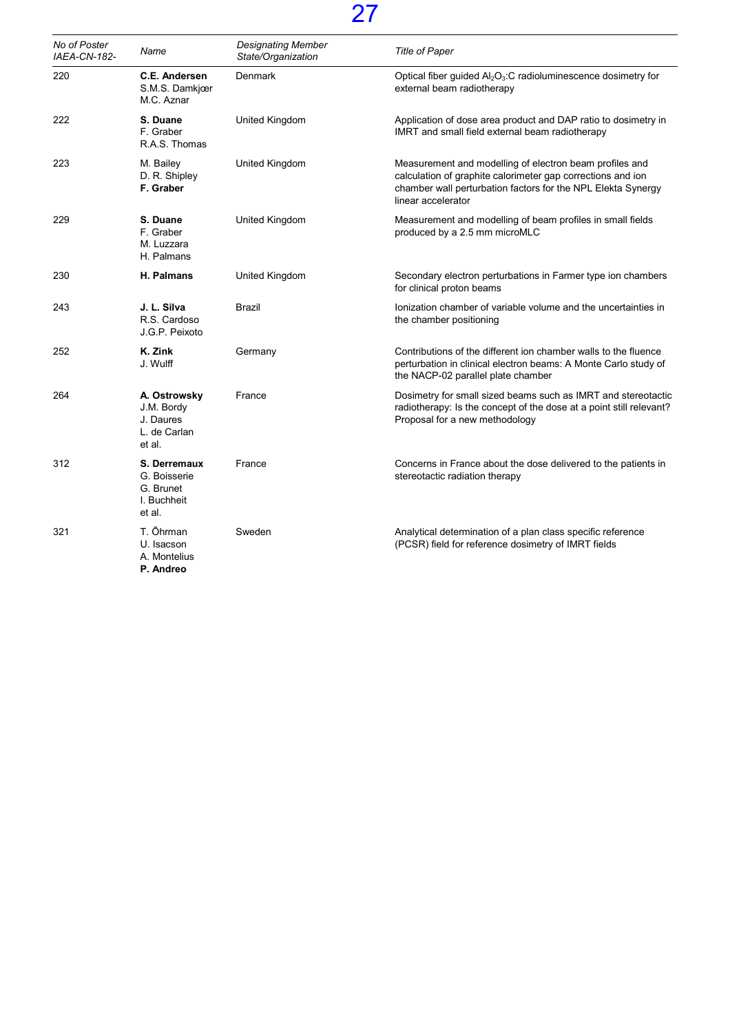| *No of Poster IAEA-CN-182-* | *Name* | *Designating Member State/Organization* | *Title of Paper* |
|---|---|---|---|
| 220 | **C.E. Andersen**<br>S.M.S. Damkjær<br>M.C. Aznar | Denmark | Optical fiber guided $Al_2O_3$:C radioluminescence dosimetry for external beam radiotherapy |
| 222 | **S. Duane**<br>F. Graber<br>R.A.S. Thomas | United Kingdom | Application of dose area product and DAP ratio to dosimetry in IMRT and small field external beam radiotherapy |
| 223 | M. Bailey<br>D. R. Shipley<br>**F. Graber** | United Kingdom | Measurement and modelling of electron beam profiles and calculation of graphite calorimeter gap corrections and ion chamber wall perturbation factors for the NPL Elekta Synergy linear accelerator |
| 229 | **S. Duane**<br>F. Graber<br>M. Luzzara<br>H. Palmans | United Kingdom | Measurement and modelling of beam profiles in small fields produced by a 2.5 mm microMLC |
| 230 | **H. Palmans** | United Kingdom | Secondary electron perturbations in Farmer type ion chambers for clinical proton beams |
| 243 | **J. L. Silva**<br>R.S. Cardoso<br>J.G.P. Peixoto | Brazil | Ionization chamber of variable volume and the uncertainties in the chamber positioning |
| 252 | **K. Zink**<br>J. Wulff | Germany | Contributions of the different ion chamber walls to the fluence perturbation in clinical electron beams: A Monte Carlo study of the NACP-02 parallel plate chamber |
| 264 | **A. Ostrowsky**<br>J.M. Bordy<br>J. Daures<br>L. de Carlan<br>et al. | France | Dosimetry for small sized beams such as IMRT and stereotactic radiotherapy: Is the concept of the dose at a point still relevant? Proposal for a new methodology |
| 312 | **S. Derremaux**<br>G. Boisserie<br>G. Brunet<br>I. Buchheit<br>et al. | France | Concerns in France about the dose delivered to the patients in stereotactic radiation therapy |
| 321 | T. Õhrman<br>U. Isacson<br>A. Montelius<br>**P. Andreo** | Sweden | Analytical determination of a plan class specific reference (PCSR) field for reference dosimetry of IMRT fields |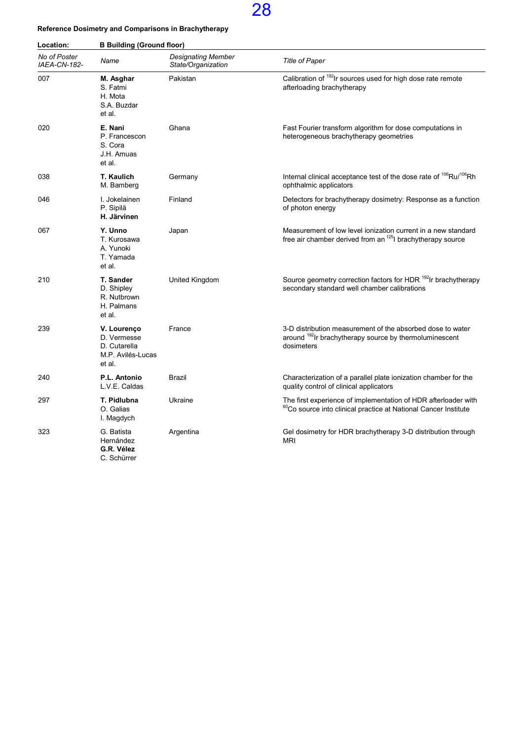**Reference Dosimetry and Comparisons in Brachytherapy**

**Location:** **B Building (Ground floor)**

| *No of Poster IAEA-CN-182-* | *Name* | *Designating Member State/Organization* | *Title of Paper* |
|---|---|---|---|
| 007 | **M. Asghar**<br>S. Fatmi<br>H. Mota<br>S.A. Buzdar<br>et al. | Pakistan | Calibration of $^{192}$Ir sources used for high dose rate remote afterloading brachytherapy |
| 020 | **E. Nani**<br>P. Francescon<br>S. Cora<br>J.H. Amuas<br>et al. | Ghana | Fast Fourier transform algorithm for dose computations in heterogeneous brachytherapy geometries |
| 038 | **T. Kaulich**<br>M. Bamberg | Germany | Internal clinical acceptance test of the dose rate of $^{106}$Ru/$^{106}$Rh ophthalmic applicators |
| 046 | I. Jokelainen<br>P. Sipilä<br>**H. Järvinen** | Finland | Detectors for brachytherapy dosimetry: Response as a function of photon energy |
| 067 | **Y. Unno**<br>T. Kurosawa<br>A. Yunoki<br>T. Yamada<br>et al. | Japan | Measurement of low level ionization current in a new standard free air chamber derived from an $^{125}$I brachytherapy source |
| 210 | **T. Sander**<br>D. Shipley<br>R. Nutbrown<br>H. Palmans<br>et al. | United Kingdom | Source geometry correction factors for HDR $^{192}$Ir brachytherapy secondary standard well chamber calibrations |
| 239 | **V. Lourenço**<br>D. Vermesse<br>D. Cutarella<br>M.P. Avilés-Lucas<br>et al. | France | 3-D distribution measurement of the absorbed dose to water around $^{192}$Ir brachytherapy source by thermoluminescent dosimeters |
| 240 | **P.L. Antonio**<br>L.V.E. Caldas | Brazil | Characterization of a parallel plate ionization chamber for the quality control of clinical applicators |
| 297 | **T. Pidlubna**<br>O. Galias<br>I. Magdych | Ukraine | The first experience of implementation of HDR afterloader with $^{60}$Co source into clinical practice at National Cancer Institute |
| 323 | G. Batista Hernández<br>**G.R. Vélez**<br>C. Schürrer | Argentina | Gel dosimetry for HDR brachytherapy 3-D distribution through MRI |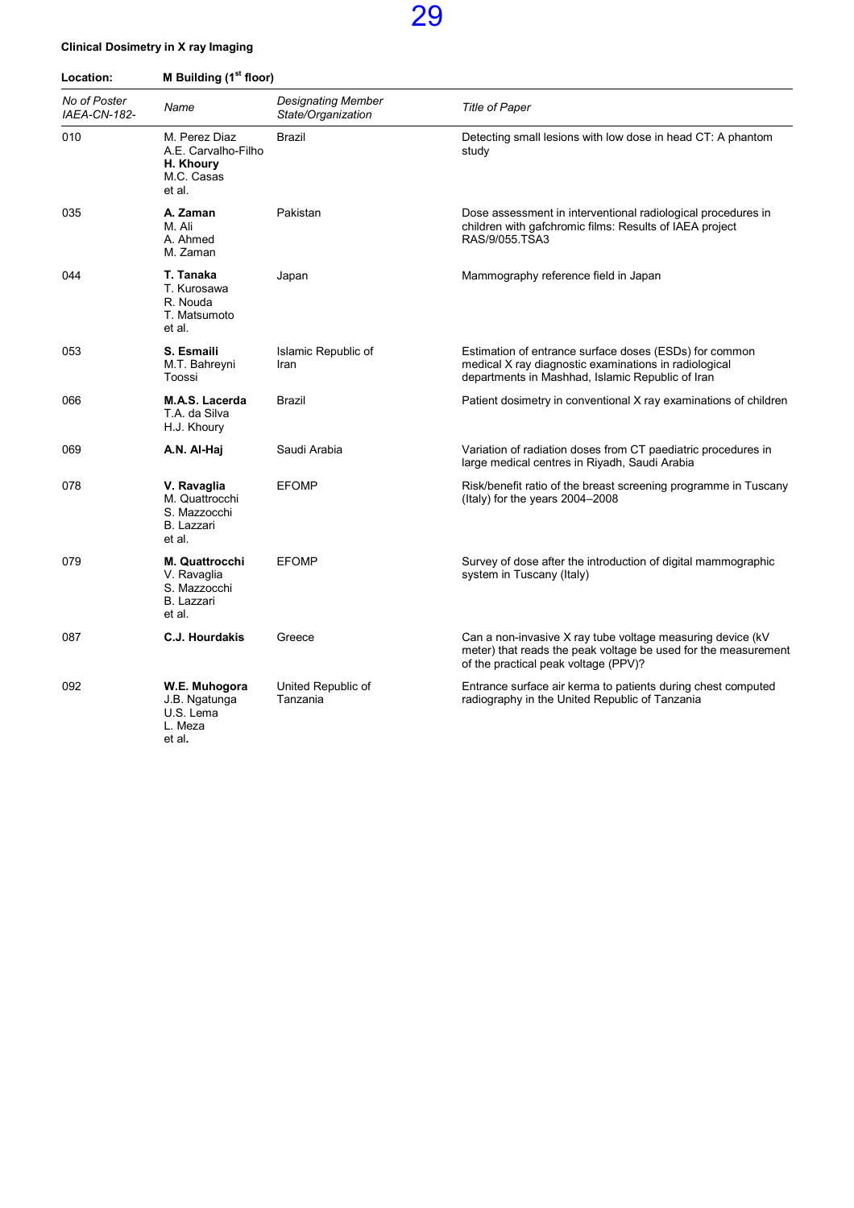**Clinical Dosimetry in X ray Imaging**

**Location:** **M Building (1st floor)**

| *No of Poster IAEA-CN-182-* | *Name* | *Designating Member State/Organization* | *Title of Paper* |
|---|---|---|---|
| 010 | M. Perez Diaz<br>A.E. Carvalho-Filho<br>**H. Khoury**<br>M.C. Casas<br>et al. | Brazil | Detecting small lesions with low dose in head CT: A phantom study |
| 035 | **A. Zaman**<br>M. Ali<br>A. Ahmed<br>M. Zaman | Pakistan | Dose assessment in interventional radiological procedures in children with gafchromic films: Results of IAEA project RAS/9/055.TSA3 |
| 044 | **T. Tanaka**<br>T. Kurosawa<br>R. Nouda<br>T. Matsumoto<br>et al. | Japan | Mammography reference field in Japan |
| 053 | **S. Esmaili**<br>M.T. Bahreyni Toossi | Islamic Republic of Iran | Estimation of entrance surface doses (ESDs) for common medical X ray diagnostic examinations in radiological departments in Mashhad, Islamic Republic of Iran |
| 066 | **M.A.S. Lacerda**<br>T.A. da Silva<br>H.J. Khoury | Brazil | Patient dosimetry in conventional X ray examinations of children |
| 069 | **A.N. Al-Haj** | Saudi Arabia | Variation of radiation doses from CT paediatric procedures in large medical centres in Riyadh, Saudi Arabia |
| 078 | **V. Ravaglia**<br>M. Quattrocchi<br>S. Mazzocchi<br>B. Lazzari<br>et al. | EFOMP | Risk/benefit ratio of the breast screening programme in Tuscany (Italy) for the years 2004–2008 |
| 079 | **M. Quattrocchi**<br>V. Ravaglia<br>S. Mazzocchi<br>B. Lazzari<br>et al. | EFOMP | Survey of dose after the introduction of digital mammographic system in Tuscany (Italy) |
| 087 | **C.J. Hourdakis** | Greece | Can a non-invasive X ray tube voltage measuring device (kV meter) that reads the peak voltage be used for the measurement of the practical peak voltage (PPV)? |
| 092 | **W.E. Muhogora**<br>J.B. Ngatunga<br>U.S. Lema<br>L. Meza<br>et al. | United Republic of Tanzania | Entrance surface air kerma to patients during chest computed radiography in the United Republic of Tanzania |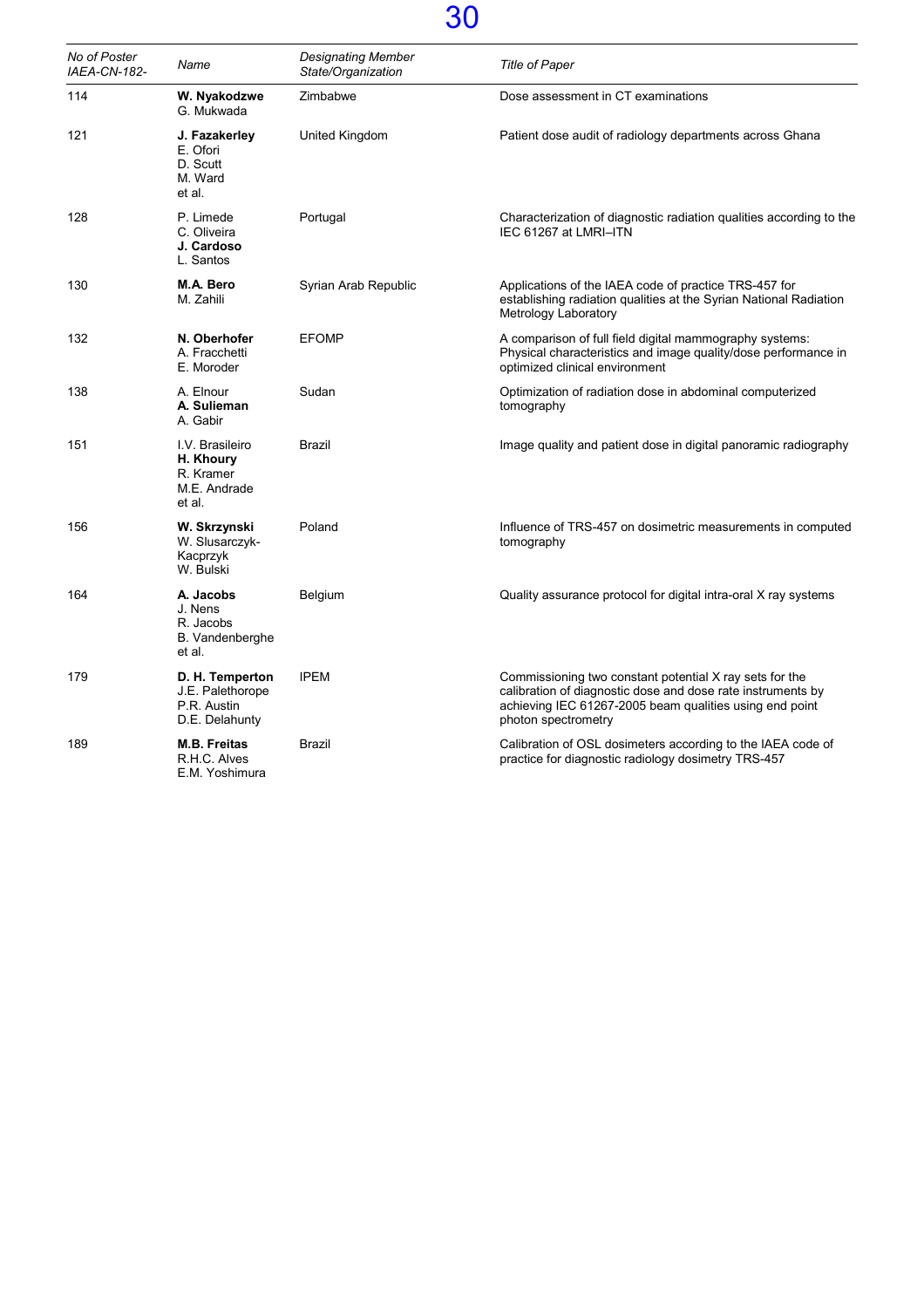| *No of Poster IAEA-CN-182-* | *Name* | *Designating Member State/Organization* | *Title of Paper* |
|---|---|---|---|
| 114 | **W. Nyakodzwe** G. Mukwada | Zimbabwe | Dose assessment in CT examinations |
| 121 | **J. Fazakerley** E. Ofori D. Scutt M. Ward et al. | United Kingdom | Patient dose audit of radiology departments across Ghana |
| 128 | P. Limede C. Oliveira **J. Cardoso** L. Santos | Portugal | Characterization of diagnostic radiation qualities according to the IEC 61267 at LMRI–ITN |
| 130 | **M.A. Bero** M. Zahili | Syrian Arab Republic | Applications of the IAEA code of practice TRS-457 for establishing radiation qualities at the Syrian National Radiation Metrology Laboratory |
| 132 | **N. Oberhofer** A. Fracchetti E. Moroder | EFOMP | A comparison of full field digital mammography systems: Physical characteristics and image quality/dose performance in optimized clinical environment |
| 138 | A. Elnour **A. Sulieman** A. Gabir | Sudan | Optimization of radiation dose in abdominal computerized tomography |
| 151 | I.V. Brasileiro **H. Khoury** R. Kramer M.E. Andrade et al. | Brazil | Image quality and patient dose in digital panoramic radiography |
| 156 | **W. Skrzynski** W. Slusarczyk-Kacprzyk W. Bulski | Poland | Influence of TRS-457 on dosimetric measurements in computed tomography |
| 164 | **A. Jacobs** J. Nens R. Jacobs B. Vandenberghe et al. | Belgium | Quality assurance protocol for digital intra-oral X ray systems |
| 179 | **D. H. Temperton** J.E. Palethorope P.R. Austin D.E. Delahunty | IPEM | Commissioning two constant potential X ray sets for the calibration of diagnostic dose and dose rate instruments by achieving IEC 61267-2005 beam qualities using end point photon spectrometry |
| 189 | **M.B. Freitas** R.H.C. Alves E.M. Yoshimura | Brazil | Calibration of OSL dosimeters according to the IAEA code of practice for diagnostic radiology dosimetry TRS-457 |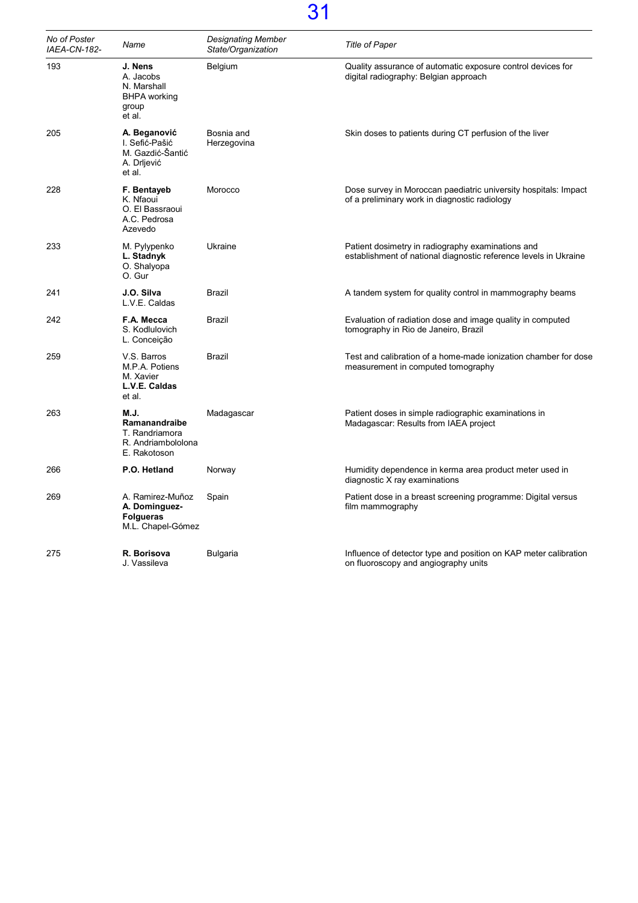| No of Poster IAEA-CN-182- | Name | Designating Member State/Organization | Title of Paper |
|---|---|---|---|
| 193 | **J. Nens** A. Jacobs N. Marshall BHPA working group et al. | Belgium | Quality assurance of automatic exposure control devices for digital radiography: Belgian approach |
| 205 | **A. Beganović** I. Sefić-Pašić M. Gazdić-Šantić A. Drljević et al. | Bosnia and Herzegovina | Skin doses to patients during CT perfusion of the liver |
| 228 | **F. Bentayeb** K. Nfaoui O. El Bassraoui A.C. Pedrosa Azevedo | Morocco | Dose survey in Moroccan paediatric university hospitals: Impact of a preliminary work in diagnostic radiology |
| 233 | M. Pylypenko **L. Stadnyk** O. Shalyopa O. Gur | Ukraine | Patient dosimetry in radiography examinations and establishment of national diagnostic reference levels in Ukraine |
| 241 | **J.O. Silva** L.V.E. Caldas | Brazil | A tandem system for quality control in mammography beams |
| 242 | **F.A. Mecca** S. Kodlulovich L. Conceição | Brazil | Evaluation of radiation dose and image quality in computed tomography in Rio de Janeiro, Brazil |
| 259 | V.S. Barros M.P.A. Potiens M. Xavier **L.V.E. Caldas** et al. | Brazil | Test and calibration of a home-made ionization chamber for dose measurement in computed tomography |
| 263 | **M.J. Ramanandraibe** T. Randriamora R. Andriambololona E. Rakotoson | Madagascar | Patient doses in simple radiographic examinations in Madagascar: Results from IAEA project |
| 266 | **P.O. Hetland** | Norway | Humidity dependence in kerma area product meter used in diagnostic X ray examinations |
| 269 | A. Ramirez-Muñoz **A. Dominguez-Folgueras** M.L. Chapel-Gómez | Spain | Patient dose in a breast screening programme: Digital versus film mammography |
| 275 | **R. Borisova** J. Vassileva | Bulgaria | Influence of detector type and position on KAP meter calibration on fluoroscopy and angiography units |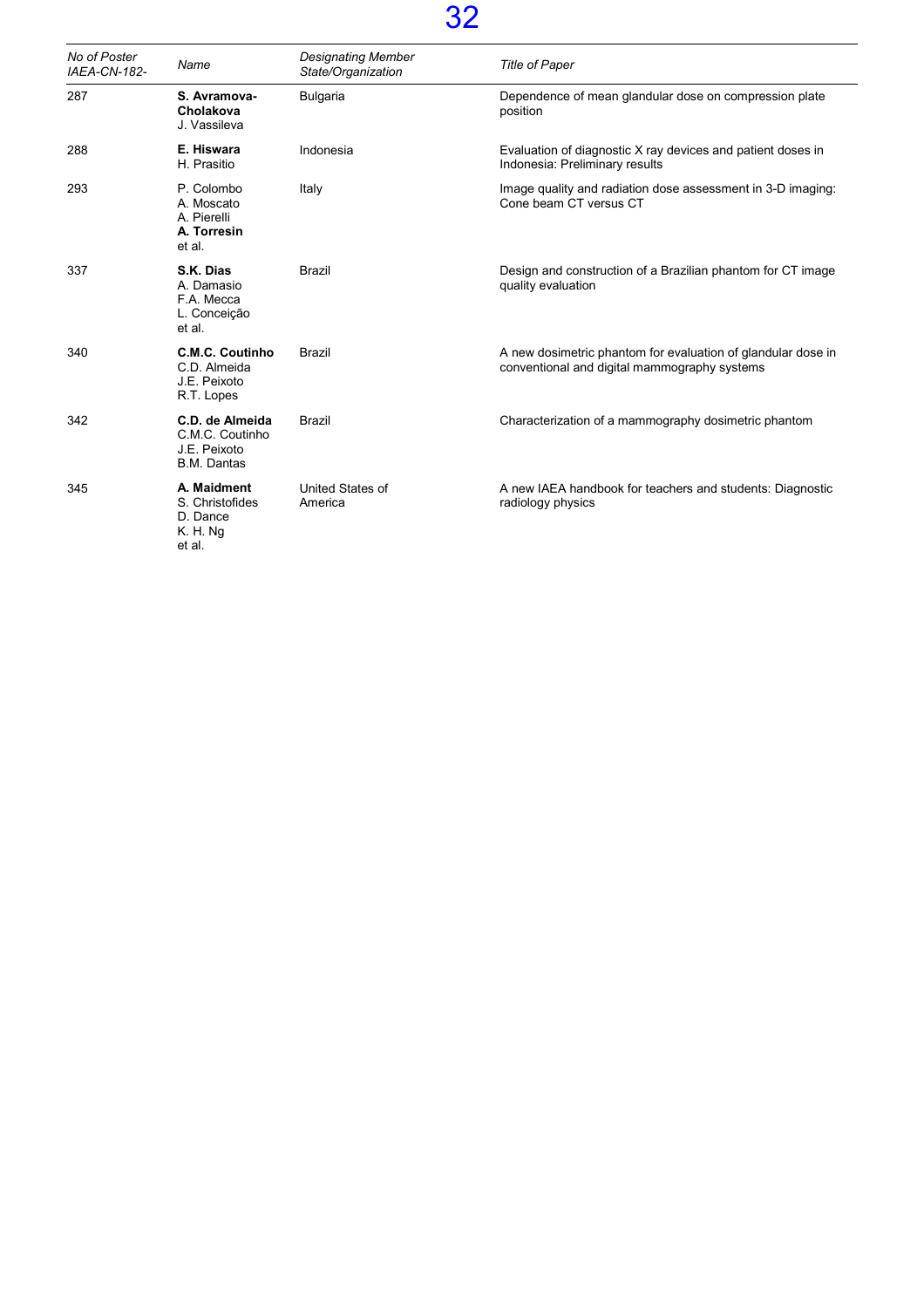| *No of Poster IAEA-CN-182-* | *Name* | *Designating Member State/Organization* | *Title of Paper* |
|---|---|---|---|
| 287 | **S. Avramova-Cholakova**<br>J. Vassileva | Bulgaria | Dependence of mean glandular dose on compression plate position |
| 288 | **E. Hiswara**<br>H. Prasitio | Indonesia | Evaluation of diagnostic X ray devices and patient doses in Indonesia: Preliminary results |
| 293 | P. Colombo<br>A. Moscato<br>A. Pierelli<br>**A. Torresin**<br>et al. | Italy | Image quality and radiation dose assessment in 3-D imaging: Cone beam CT versus CT |
| 337 | **S.K. Dias**<br>A. Damasio<br>F.A. Mecca<br>L. Conceição<br>et al. | Brazil | Design and construction of a Brazilian phantom for CT image quality evaluation |
| 340 | **C.M.C. Coutinho**<br>C.D. Almeida<br>J.E. Peixoto<br>R.T. Lopes | Brazil | A new dosimetric phantom for evaluation of glandular dose in conventional and digital mammography systems |
| 342 | **C.D. de Almeida**<br>C.M.C. Coutinho<br>J.E. Peixoto<br>B.M. Dantas | Brazil | Characterization of a mammography dosimetric phantom |
| 345 | **A. Maidment**<br>S. Christofides<br>D. Dance<br>K. H. Ng<br>et al. | United States of America | A new IAEA handbook for teachers and students: Diagnostic radiology physics |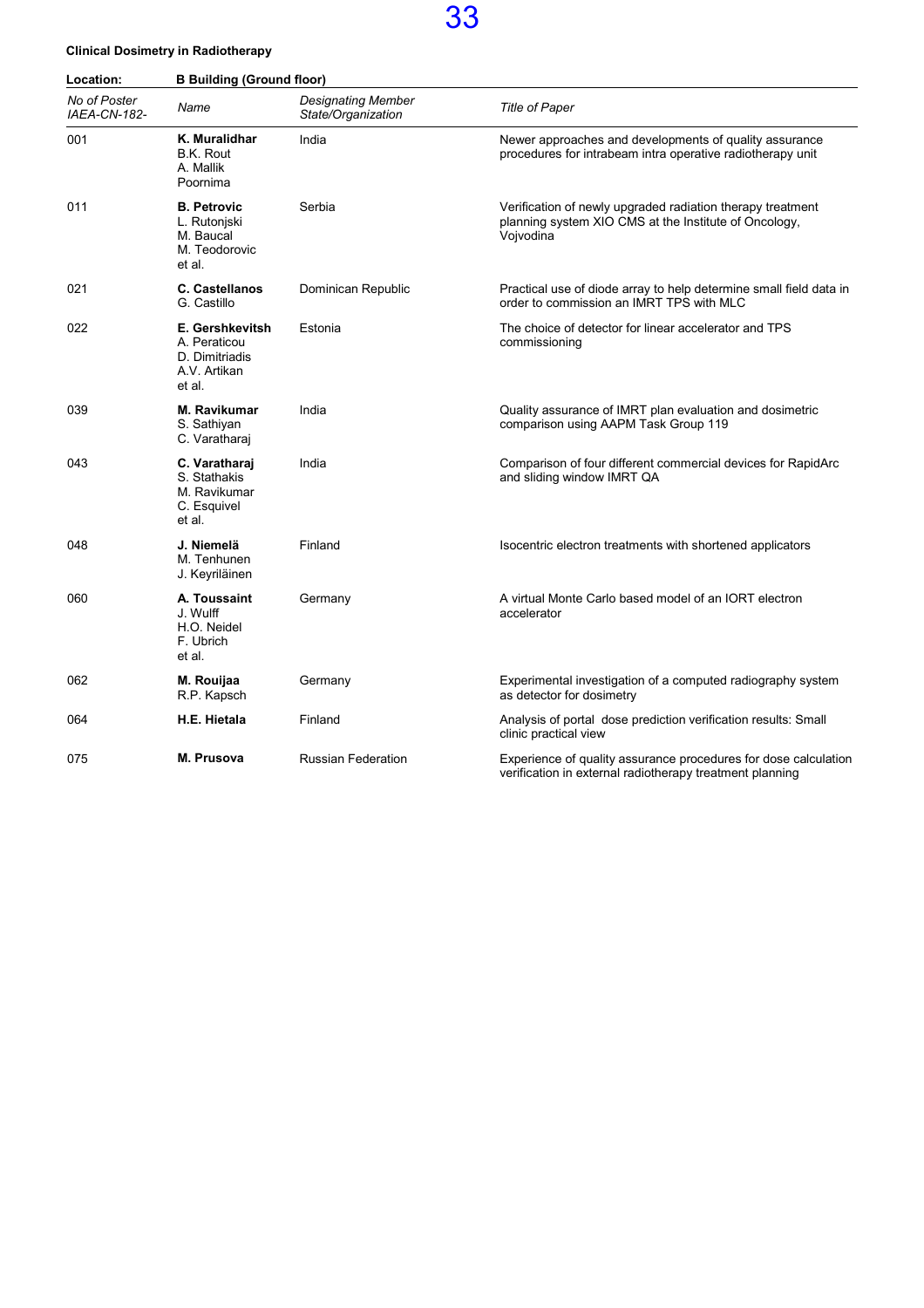**Clinical Dosimetry in Radiotherapy**

| Location: | B Building (Ground floor) | | |
|---|---|---|---|
| *No of Poster IAEA-CN-182-* | *Name* | *Designating Member State/Organization* | *Title of Paper* |
| 001 | **K. Muralidhar**<br>B.K. Rout<br>A. Mallik<br>Poornima | India | Newer approaches and developments of quality assurance procedures for intrabeam intra operative radiotherapy unit |
| 011 | **B. Petrovic**<br>L. Rutonjski<br>M. Baucal<br>M. Teodorovic<br>et al. | Serbia | Verification of newly upgraded radiation therapy treatment planning system XIO CMS at the Institute of Oncology, Vojvodina |
| 021 | **C. Castellanos**<br>G. Castillo | Dominican Republic | Practical use of diode array to help determine small field data in order to commission an IMRT TPS with MLC |
| 022 | **E. Gershkevitsh**<br>A. Peraticou<br>D. Dimitriadis<br>A.V. Artikan<br>et al. | Estonia | The choice of detector for linear accelerator and TPS commissioning |
| 039 | **M. Ravikumar**<br>S. Sathiyan<br>C. Varatharaj | India | Quality assurance of IMRT plan evaluation and dosimetric comparison using AAPM Task Group 119 |
| 043 | **C. Varatharaj**<br>S. Stathakis<br>M. Ravikumar<br>C. Esquivel<br>et al. | India | Comparison of four different commercial devices for RapidArc and sliding window IMRT QA |
| 048 | **J. Niemelä**<br>M. Tenhunen<br>J. Keyriläinen | Finland | Isocentric electron treatments with shortened applicators |
| 060 | **A. Toussaint**<br>J. Wulff<br>H.O. Neidel<br>F. Ubrich<br>et al. | Germany | A virtual Monte Carlo based model of an IORT electron accelerator |
| 062 | **M. Rouijaa**<br>R.P. Kapsch | Germany | Experimental investigation of a computed radiography system as detector for dosimetry |
| 064 | **H.E. Hietala** | Finland | Analysis of portal dose prediction verification results: Small clinic practical view |
| 075 | **M. Prusova** | Russian Federation | Experience of quality assurance procedures for dose calculation verification in external radiotherapy treatment planning |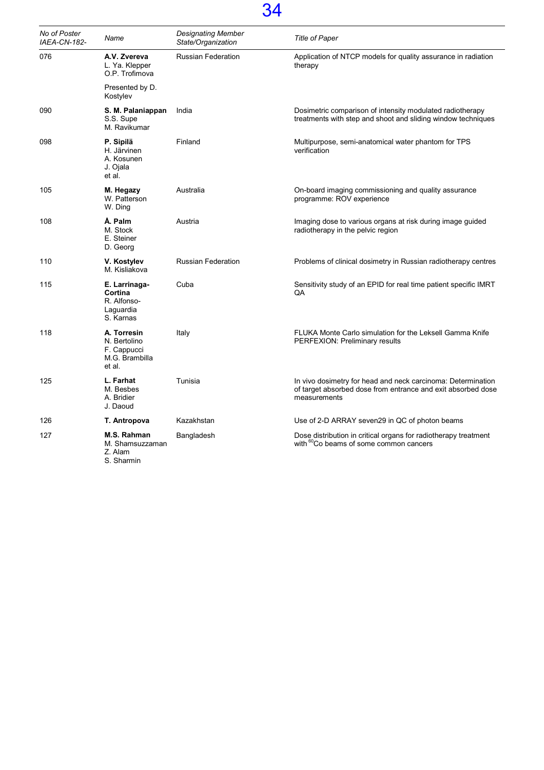| *No of Poster IAEA-CN-182-* | *Name* | *Designating Member State/Organization* | *Title of Paper* |
|---|---|---|---|
| 076 | **A.V. Zvereva**<br>L. Ya. Klepper<br>O.P. Trofimova<br><br>Presented by D. Kostylev | Russian Federation | Application of NTCP models for quality assurance in radiation therapy |
| 090 | **S. M. Palaniappan**<br>S.S. Supe<br>M. Ravikumar | India | Dosimetric comparison of intensity modulated radiotherapy treatments with step and shoot and sliding window techniques |
| 098 | **P. Sipilä**<br>H. Järvinen<br>A. Kosunen<br>J. Ojala<br>et al. | Finland | Multipurpose, semi-anatomical water phantom for TPS verification |
| 105 | **M. Hegazy**<br>W. Patterson<br>W. Ding | Australia | On-board imaging commissioning and quality assurance programme: ROV experience |
| 108 | **Å. Palm**<br>M. Stock<br>E. Steiner<br>D. Georg | Austria | Imaging dose to various organs at risk during image guided radiotherapy in the pelvic region |
| 110 | **V. Kostylev**<br>M. Kisliakova | Russian Federation | Problems of clinical dosimetry in Russian radiotherapy centres |
| 115 | **E. Larrinaga-Cortina**<br>R. Alfonso-Laguardia<br>S. Karnas | Cuba | Sensitivity study of an EPID for real time patient specific IMRT QA |
| 118 | **A. Torresin**<br>N. Bertolino<br>F. Cappucci<br>M.G. Brambilla<br>et al. | Italy | FLUKA Monte Carlo simulation for the Leksell Gamma Knife PERFEXION: Preliminary results |
| 125 | **L. Farhat**<br>M. Besbes<br>A. Bridier<br>J. Daoud | Tunisia | In vivo dosimetry for head and neck carcinoma: Determination of target absorbed dose from entrance and exit absorbed dose measurements |
| 126 | **T. Antropova** | Kazakhstan | Use of 2-D ARRAY seven29 in QC of photon beams |
| 127 | **M.S. Rahman**<br>M. Shamsuzzaman<br>Z. Alam<br>S. Sharmin | Bangladesh | Dose distribution in critical organs for radiotherapy treatment with $^{60}$Co beams of some common cancers |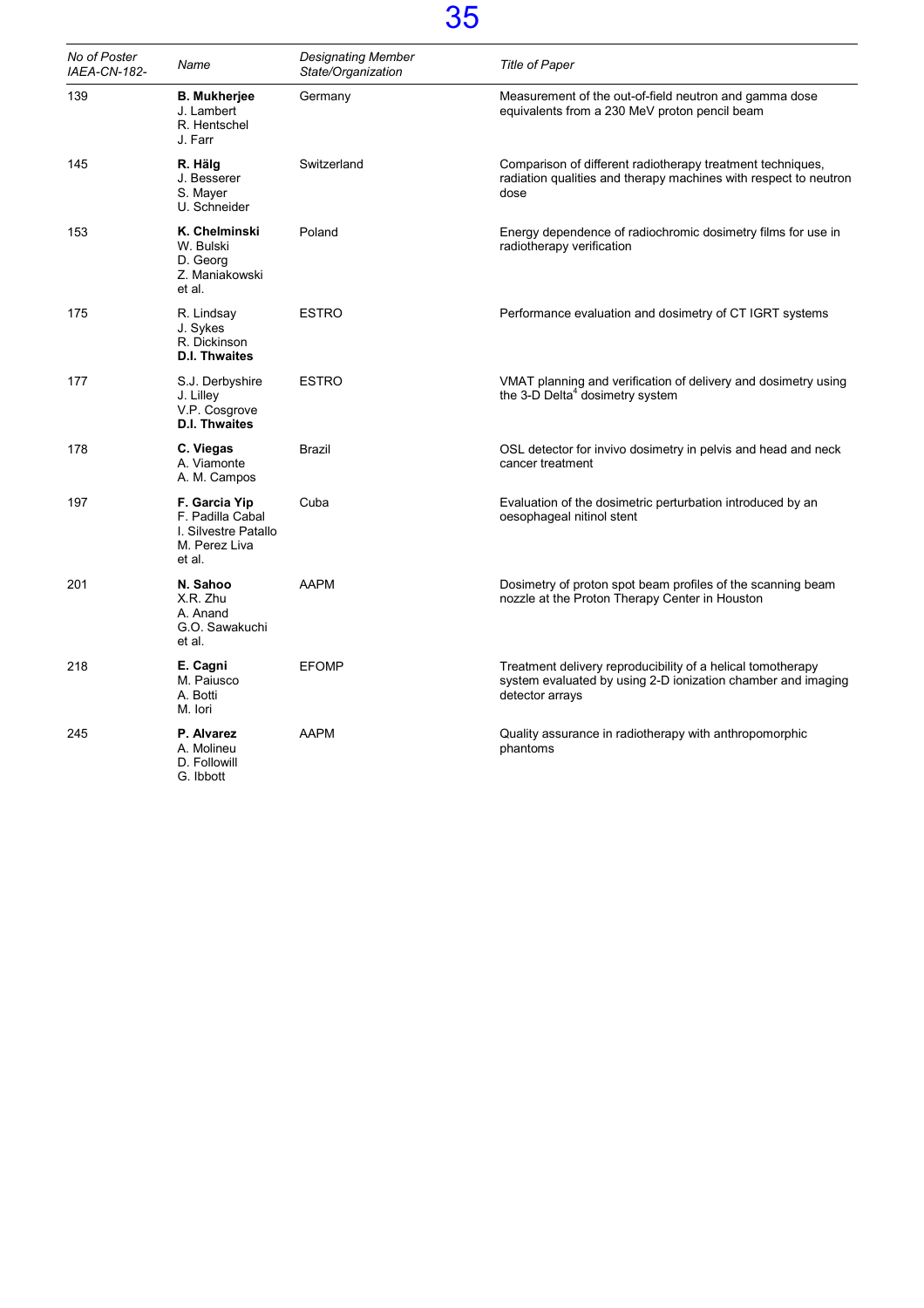| *No of Poster IAEA-CN-182-* | *Name* | *Designating Member State/Organization* | *Title of Paper* |
|---|---|---|---|
| 139 | **B. Mukherjee**<br>J. Lambert<br>R. Hentschel<br>J. Farr | Germany | Measurement of the out-of-field neutron and gamma dose equivalents from a 230 MeV proton pencil beam |
| 145 | **R. Hälg**<br>J. Besserer<br>S. Mayer<br>U. Schneider | Switzerland | Comparison of different radiotherapy treatment techniques, radiation qualities and therapy machines with respect to neutron dose |
| 153 | **K. Chelminski**<br>W. Bulski<br>D. Georg<br>Z. Maniakowski<br>et al. | Poland | Energy dependence of radiochromic dosimetry films for use in radiotherapy verification |
| 175 | R. Lindsay<br>J. Sykes<br>R. Dickinson<br>**D.I. Thwaites** | ESTRO | Performance evaluation and dosimetry of CT IGRT systems |
| 177 | S.J. Derbyshire<br>J. Lilley<br>V.P. Cosgrove<br>**D.I. Thwaites** | ESTRO | VMAT planning and verification of delivery and dosimetry using the 3-D Delta[4] dosimetry system |
| 178 | **C. Viegas**<br>A. Viamonte<br>A. M. Campos | Brazil | OSL detector for invivo dosimetry in pelvis and head and neck cancer treatment |
| 197 | **F. Garcia Yip**<br>F. Padilla Cabal<br>I. Silvestre Patallo<br>M. Perez Liva<br>et al. | Cuba | Evaluation of the dosimetric perturbation introduced by an oesophageal nitinol stent |
| 201 | **N. Sahoo**<br>X.R. Zhu<br>A. Anand<br>G.O. Sawakuchi<br>et al. | AAPM | Dosimetry of proton spot beam profiles of the scanning beam nozzle at the Proton Therapy Center in Houston |
| 218 | **E. Cagni**<br>M. Paiusco<br>A. Botti<br>M. Iori | EFOMP | Treatment delivery reproducibility of a helical tomotherapy system evaluated by using 2-D ionization chamber and imaging detector arrays |
| 245 | **P. Alvarez**<br>A. Molineu<br>D. Followill<br>G. Ibbott | AAPM | Quality assurance in radiotherapy with anthropomorphic phantoms |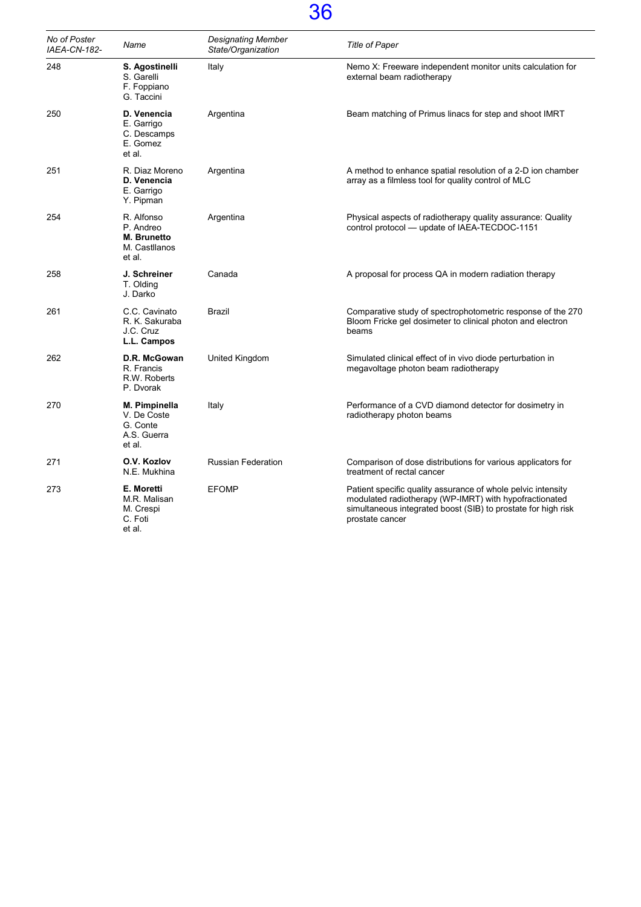| *No of Poster IAEA-CN-182-* | *Name* | *Designating Member State/Organization* | *Title of Paper* |
|---|---|---|---|
| 248 | **S. Agostinelli**<br>S. Garelli<br>F. Foppiano<br>G. Taccini | Italy | Nemo X: Freeware independent monitor units calculation for external beam radiotherapy |
| 250 | **D. Venencia**<br>E. Garrigo<br>C. Descamps<br>E. Gomez<br>et al. | Argentina | Beam matching of Primus linacs for step and shoot IMRT |
| 251 | R. Diaz Moreno<br>**D. Venencia**<br>E. Garrigo<br>Y. Pipman | Argentina | A method to enhance spatial resolution of a 2-D ion chamber array as a filmless tool for quality control of MLC |
| 254 | R. Alfonso<br>P. Andreo<br>**M. Brunetto**<br>M. Castllanos<br>et al. | Argentina | Physical aspects of radiotherapy quality assurance: Quality control protocol — update of IAEA-TECDOC-1151 |
| 258 | **J. Schreiner**<br>T. Olding<br>J. Darko | Canada | A proposal for process QA in modern radiation therapy |
| 261 | C.C. Cavinato<br>R. K. Sakuraba<br>J.C. Cruz<br>**L.L. Campos** | Brazil | Comparative study of spectrophotometric response of the 270 Bloom Fricke gel dosimeter to clinical photon and electron beams |
| 262 | **D.R. McGowan**<br>R. Francis<br>R.W. Roberts<br>P. Dvorak | United Kingdom | Simulated clinical effect of in vivo diode perturbation in megavoltage photon beam radiotherapy |
| 270 | **M. Pimpinella**<br>V. De Coste<br>G. Conte<br>A.S. Guerra<br>et al. | Italy | Performance of a CVD diamond detector for dosimetry in radiotherapy photon beams |
| 271 | **O.V. Kozlov**<br>N.E. Mukhina | Russian Federation | Comparison of dose distributions for various applicators for treatment of rectal cancer |
| 273 | **E. Moretti**<br>M.R. Malisan<br>M. Crespi<br>C. Foti<br>et al. | EFOMP | Patient specific quality assurance of whole pelvic intensity modulated radiotherapy (WP-IMRT) with hypofractionated simultaneous integrated boost (SIB) to prostate for high risk prostate cancer |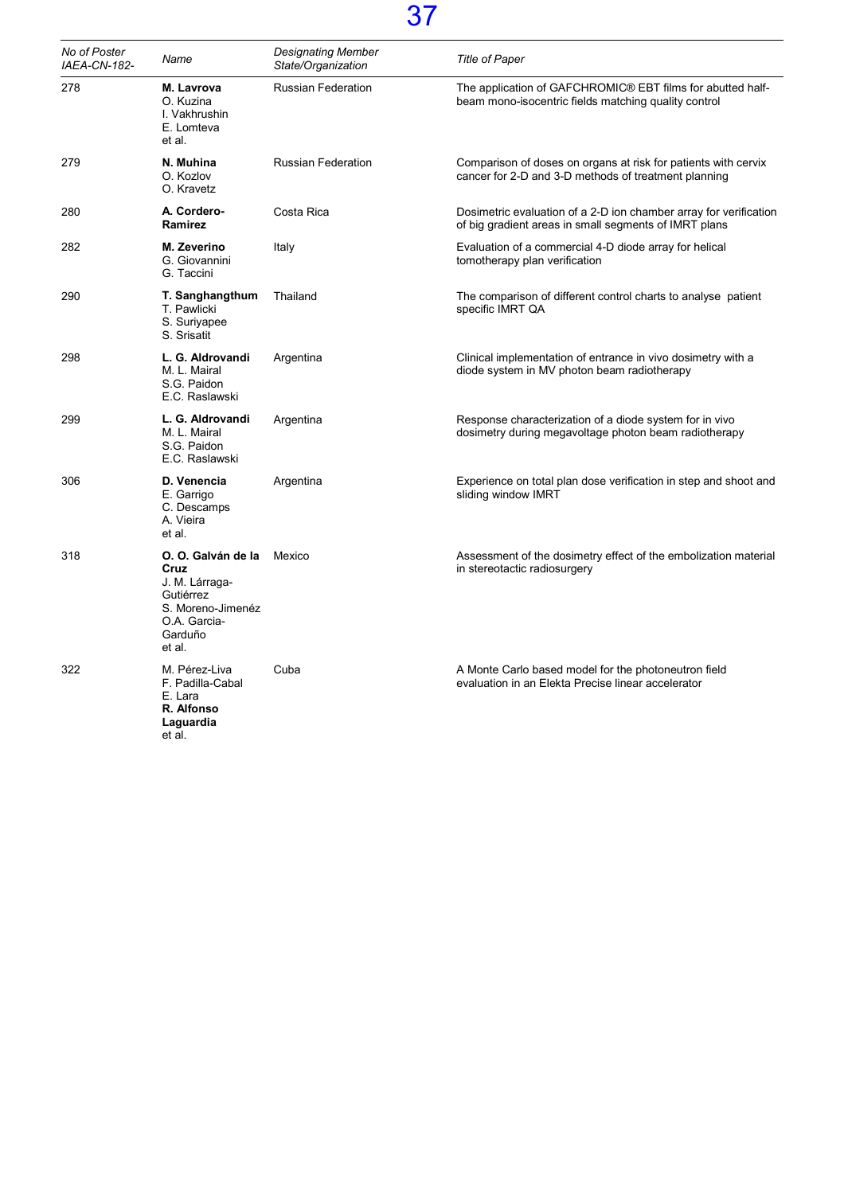| *No of Poster IAEA-CN-182-* | *Name* | *Designating Member State/Organization* | *Title of Paper* |
|---|---|---|---|
| 278 | **M. Lavrova**<br>O. Kuzina<br>I. Vakhrushin<br>E. Lomteva<br>et al. | Russian Federation | The application of GAFCHROMIC® EBT films for abutted half-beam mono-isocentric fields matching quality control |
| 279 | **N. Muhina**<br>O. Kozlov<br>O. Kravetz | Russian Federation | Comparison of doses on organs at risk for patients with cervix cancer for 2-D and 3-D methods of treatment planning |
| 280 | **A. Cordero-Ramirez** | Costa Rica | Dosimetric evaluation of a 2-D ion chamber array for verification of big gradient areas in small segments of IMRT plans |
| 282 | **M. Zeverino**<br>G. Giovannini<br>G. Taccini | Italy | Evaluation of a commercial 4-D diode array for helical tomotherapy plan verification |
| 290 | **T. Sanghangthum**<br>T. Pawlicki<br>S. Suriyapee<br>S. Srisatit | Thailand | The comparison of different control charts to analyse patient specific IMRT QA |
| 298 | **L. G. Aldrovandi**<br>M. L. Mairal<br>S.G. Paidon<br>E.C. Raslawski | Argentina | Clinical implementation of entrance in vivo dosimetry with a diode system in MV photon beam radiotherapy |
| 299 | **L. G. Aldrovandi**<br>M. L. Mairal<br>S.G. Paidon<br>E.C. Raslawski | Argentina | Response characterization of a diode system for in vivo dosimetry during megavoltage photon beam radiotherapy |
| 306 | **D. Venencia**<br>E. Garrigo<br>C. Descamps<br>A. Vieira<br>et al. | Argentina | Experience on total plan dose verification in step and shoot and sliding window IMRT |
| 318 | **O. O. Galván de la Cruz**<br>J. M. Lárraga-Gutiérrez<br>S. Moreno-Jimenéz<br>O.A. Garcia-Garduño<br>et al. | Mexico | Assessment of the dosimetry effect of the embolization material in stereotactic radiosurgery |
| 322 | M. Pérez-Liva<br>F. Padilla-Cabal<br>E. Lara<br>**R. Alfonso Laguardia**<br>et al. | Cuba | A Monte Carlo based model for the photoneutron field evaluation in an Elekta Precise linear accelerator |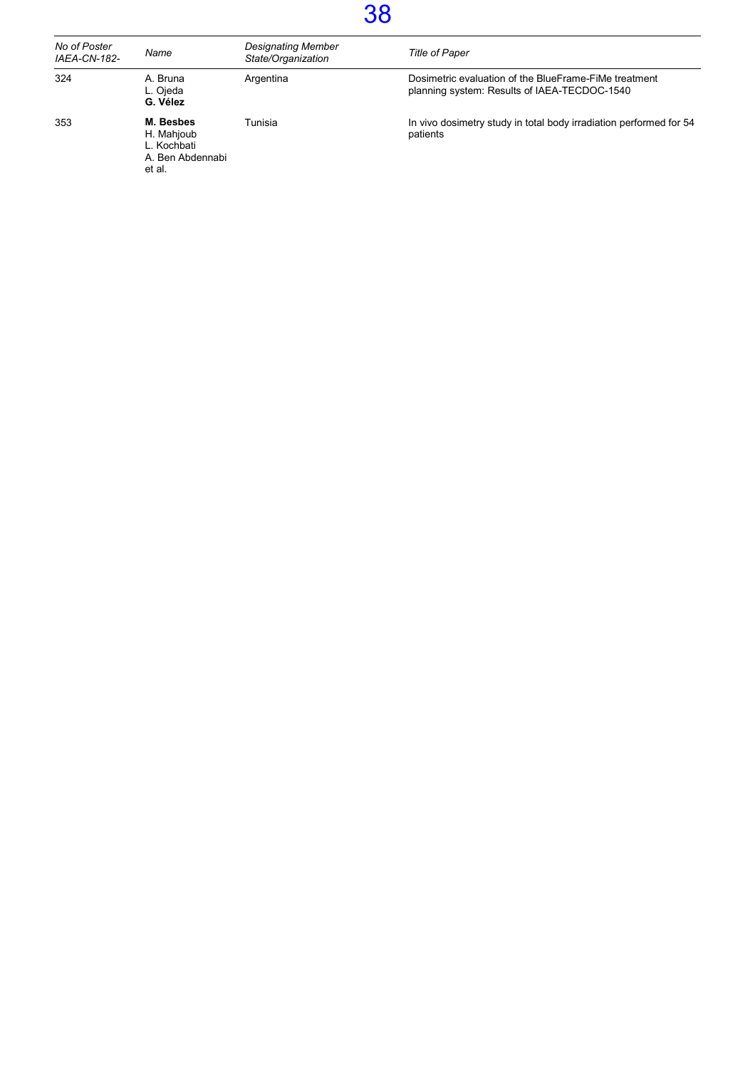| *No of Poster IAEA-CN-182-* | *Name* | *Designating Member State/Organization* | *Title of Paper* |
|---|---|---|---|
| 324 | A. Bruna<br>L. Ojeda<br>**G. Vélez** | Argentina | Dosimetric evaluation of the BlueFrame-FiMe treatment planning system: Results of IAEA-TECDOC-1540 |
| 353 | **M. Besbes**<br>H. Mahjoub<br>L. Kochbati<br>A. Ben Abdennabi<br>et al. | Tunisia | In vivo dosimetry study in total body irradiation performed for 54 patients |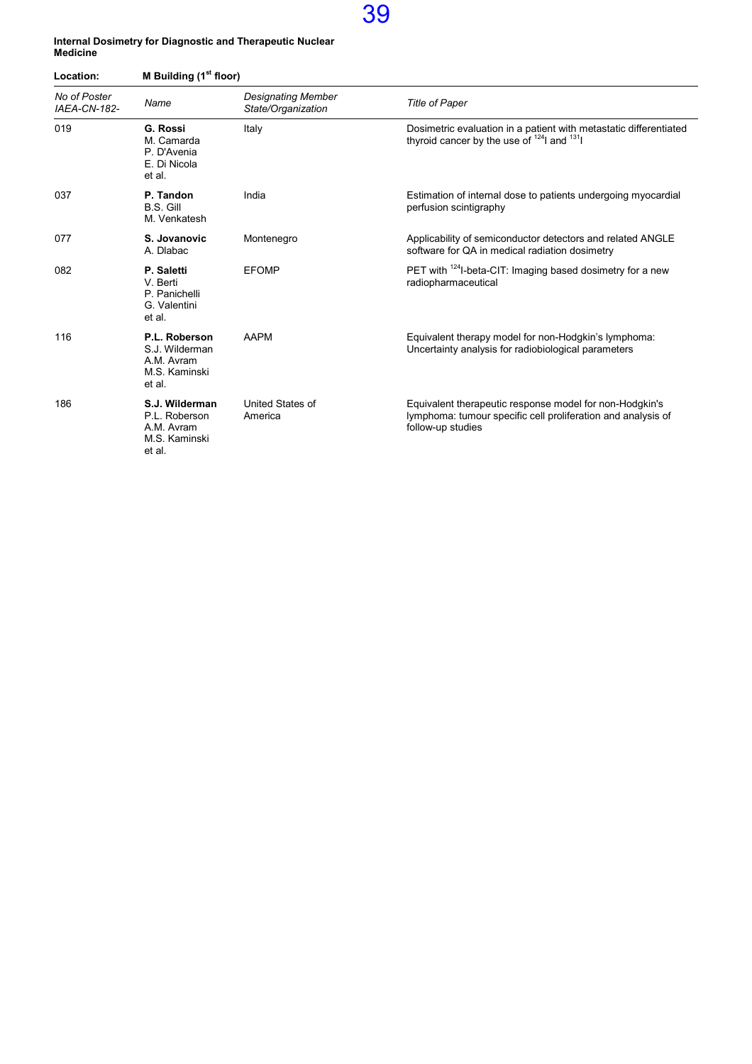**Internal Dosimetry for Diagnostic and Therapeutic Nuclear Medicine**

**Location:** **M Building (1st floor)**

| *No of Poster IAEA-CN-182-* | *Name* | *Designating Member State/Organization* | *Title of Paper* |
|---|---|---|---|
| 019 | **G. Rossi** M. Camarda P. D'Avenia E. Di Nicola et al. | Italy | Dosimetric evaluation in a patient with metastatic differentiated thyroid cancer by the use of $^{124}$I and $^{131}$I |
| 037 | **P. Tandon** B.S. Gill M. Venkatesh | India | Estimation of internal dose to patients undergoing myocardial perfusion scintigraphy |
| 077 | **S. Jovanovic** A. Dlabac | Montenegro | Applicability of semiconductor detectors and related ANGLE software for QA in medical radiation dosimetry |
| 082 | **P. Saletti** V. Berti P. Panichelli G. Valentini et al. | EFOMP | PET with $^{124}$I-beta-CIT: Imaging based dosimetry for a new radiopharmaceutical |
| 116 | **P.L. Roberson** S.J. Wilderman A.M. Avram M.S. Kaminski et al. | AAPM | Equivalent therapy model for non-Hodgkin's lymphoma: Uncertainty analysis for radiobiological parameters |
| 186 | **S.J. Wilderman** P.L. Roberson A.M. Avram M.S. Kaminski et al. | United States of America | Equivalent therapeutic response model for non-Hodgkin's lymphoma: tumour specific cell proliferation and analysis of follow-up studies |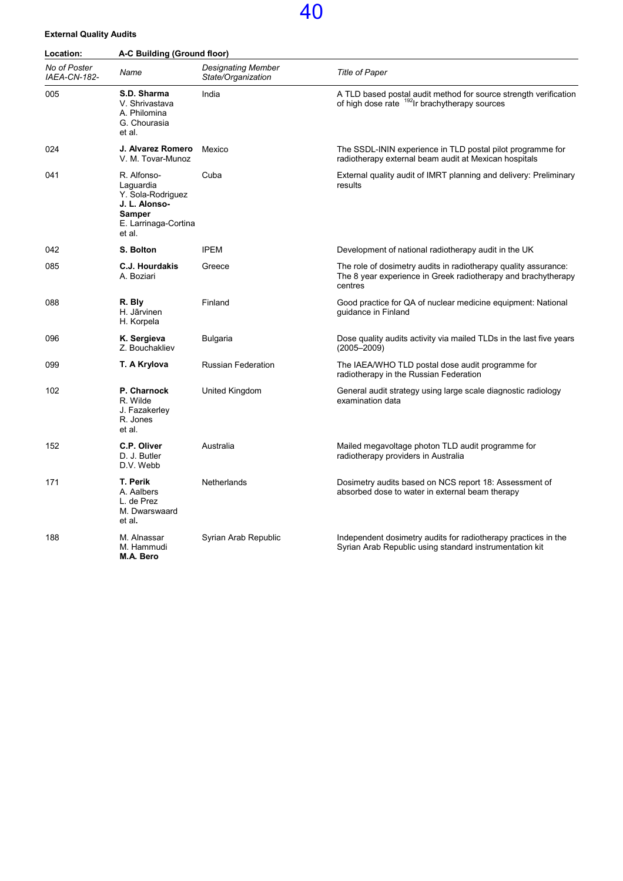**External Quality Audits**

| Location: | A-C Building (Ground floor) | | |
|---|---|---|---|
| *No of Poster IAEA-CN-182-* | *Name* | *Designating Member State/Organization* | *Title of Paper* |
| 005 | **S.D. Sharma**<br>V. Shrivastava<br>A. Philomina<br>G. Chourasia<br>et al. | India | A TLD based postal audit method for source strength verification of high dose rate $^{192}$Ir brachytherapy sources |
| 024 | **J. Alvarez Romero**<br>V. M. Tovar-Munoz | Mexico | The SSDL-ININ experience in TLD postal pilot programme for radiotherapy external beam audit at Mexican hospitals |
| 041 | R. Alfonso-Laguardia<br>Y. Sola-Rodriguez<br>**J. L. Alonso-Samper**<br>E. Larrinaga-Cortina<br>et al. | Cuba | External quality audit of IMRT planning and delivery: Preliminary results |
| 042 | **S. Bolton** | IPEM | Development of national radiotherapy audit in the UK |
| 085 | **C.J. Hourdakis**<br>A. Boziari | Greece | The role of dosimetry audits in radiotherapy quality assurance: The 8 year experience in Greek radiotherapy and brachytherapy centres |
| 088 | **R. Bly**<br>H. Jārvinen<br>H. Korpela | Finland | Good practice for QA of nuclear medicine equipment: National guidance in Finland |
| 096 | **K. Sergieva**<br>Z. Bouchakliev | Bulgaria | Dose quality audits activity via mailed TLDs in the last five years (2005–2009) |
| 099 | **T. A Krylova** | Russian Federation | The IAEA/WHO TLD postal dose audit programme for radiotherapy in the Russian Federation |
| 102 | **P. Charnock**<br>R. Wilde<br>J. Fazakerley<br>R. Jones<br>et al. | United Kingdom | General audit strategy using large scale diagnostic radiology examination data |
| 152 | **C.P. Oliver**<br>D. J. Butler<br>D.V. Webb | Australia | Mailed megavoltage photon TLD audit programme for radiotherapy providers in Australia |
| 171 | **T. Perik**<br>A. Aalbers<br>L. de Prez<br>M. Dwarswaard<br>et al. | Netherlands | Dosimetry audits based on NCS report 18: Assessment of absorbed dose to water in external beam therapy |
| 188 | M. Alnassar<br>M. Hammudi<br>**M.A. Bero** | Syrian Arab Republic | Independent dosimetry audits for radiotherapy practices in the Syrian Arab Republic using standard instrumentation kit |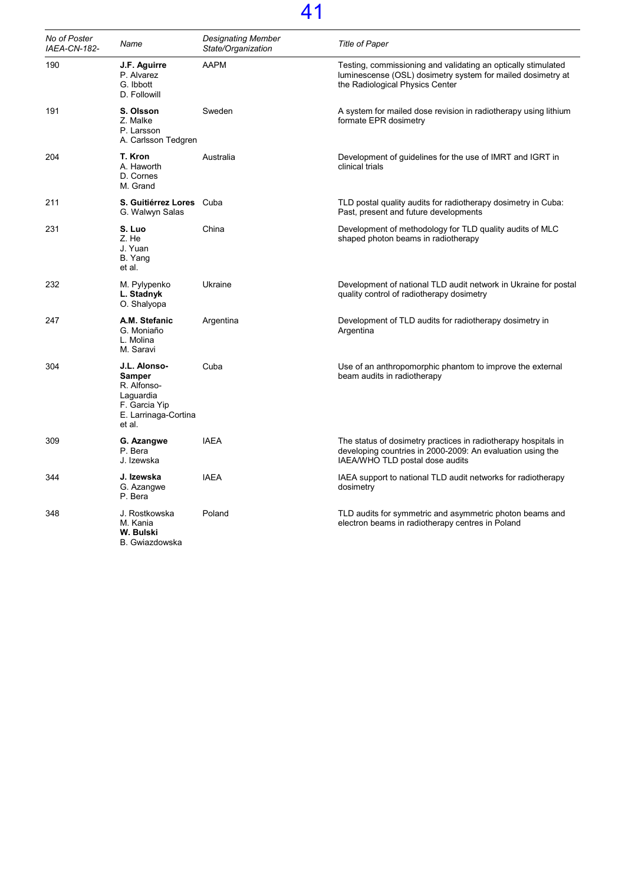| *No of Poster IAEA-CN-182-* | *Name* | *Designating Member State/Organization* | *Title of Paper* |
|---|---|---|---|
| 190 | **J.F. Aguirre**<br>P. Alvarez<br>G. Ibbott<br>D. Followill | AAPM | Testing, commissioning and validating an optically stimulated luminescence (OSL) dosimetry system for mailed dosimetry at the Radiological Physics Center |
| 191 | **S. Olsson**<br>Z. Malke<br>P. Larsson<br>A. Carlsson Tedgren | Sweden | A system for mailed dose revision in radiotherapy using lithium formate EPR dosimetry |
| 204 | **T. Kron**<br>A. Haworth<br>D. Cornes<br>M. Grand | Australia | Development of guidelines for the use of IMRT and IGRT in clinical trials |
| 211 | **S. Guitiérrez Lores**<br>G. Walwyn Salas | Cuba | TLD postal quality audits for radiotherapy dosimetry in Cuba: Past, present and future developments |
| 231 | **S. Luo**<br>Z. He<br>J. Yuan<br>B. Yang<br>et al. | China | Development of methodology for TLD quality audits of MLC shaped photon beams in radiotherapy |
| 232 | M. Pylypenko<br>**L. Stadnyk**<br>O. Shalyopa | Ukraine | Development of national TLD audit network in Ukraine for postal quality control of radiotherapy dosimetry |
| 247 | **A.M. Stefanic**<br>G. Moniaño<br>L. Molina<br>M. Saravi | Argentina | Development of TLD audits for radiotherapy dosimetry in Argentina |
| 304 | **J.L. Alonso-Samper**<br>R. Alfonso-Laguardia<br>F. Garcia Yip<br>E. Larrinaga-Cortina<br>et al. | Cuba | Use of an anthropomorphic phantom to improve the external beam audits in radiotherapy |
| 309 | **G. Azangwe**<br>P. Bera<br>J. Izewska | IAEA | The status of dosimetry practices in radiotherapy hospitals in developing countries in 2000-2009: An evaluation using the IAEA/WHO TLD postal dose audits |
| 344 | **J. Izewska**<br>G. Azangwe<br>P. Bera | IAEA | IAEA support to national TLD audit networks for radiotherapy dosimetry |
| 348 | J. Rostkowska<br>M. Kania<br>**W. Bulski**<br>B. Gwiazdowska | Poland | TLD audits for symmetric and asymmetric photon beams and electron beams in radiotherapy centres in Poland |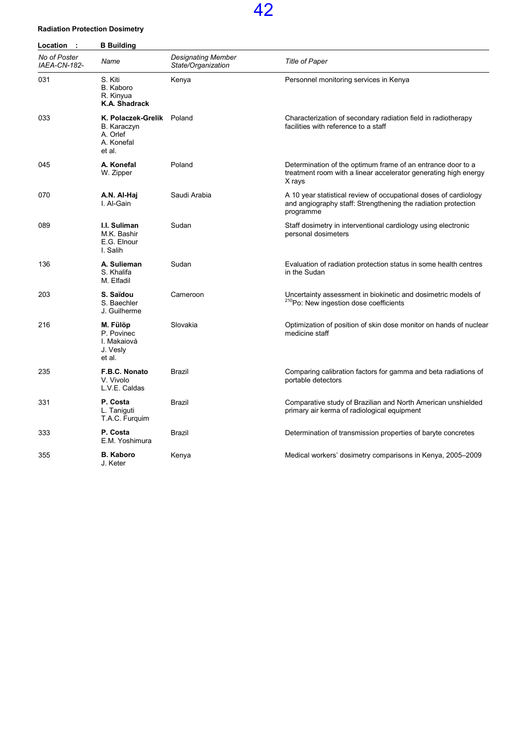**Radiation Protection Dosimetry**

**Location : B Building**

| *No of Poster IAEA-CN-182-* | *Name* | *Designating Member State/Organization* | *Title of Paper* |
|---|---|---|---|
| 031 | S. Kiti<br>B. Kaboro<br>R. Kinyua<br>**K.A. Shadrack** | Kenya | Personnel monitoring services in Kenya |
| 033 | **K. Polaczek-Grelik**<br>B. Karaczyn<br>A. Orlef<br>A. Konefal<br>et al. | Poland | Characterization of secondary radiation field in radiotherapy facilities with reference to a staff |
| 045 | **A. Konefal**<br>W. Zipper | Poland | Determination of the optimum frame of an entrance door to a treatment room with a linear accelerator generating high energy X rays |
| 070 | **A.N. Al-Haj**<br>I. Al-Gain | Saudi Arabia | A 10 year statistical review of occupational doses of cardiology and angiography staff: Strengthening the radiation protection programme |
| 089 | **I.I. Suliman**<br>M.K. Bashir<br>E.G. Elnour<br>I. Salih | Sudan | Staff dosimetry in interventional cardiology using electronic personal dosimeters |
| 136 | **A. Sulieman**<br>S. Khalifa<br>M. Elfadil | Sudan | Evaluation of radiation protection status in some health centres in the Sudan |
| 203 | **S. Saïdou**<br>S. Baechler<br>J. Guilherme | Cameroon | Uncertainty assessment in biokinetic and dosimetric models of $^{210}$Po: New ingestion dose coefficients |
| 216 | **M. Fülöp**<br>P. Povinec<br>I. Makaiová<br>J. Vesly<br>et al. | Slovakia | Optimization of position of skin dose monitor on hands of nuclear medicine staff |
| 235 | **F.B.C. Nonato**<br>V. Vivolo<br>L.V.E. Caldas | Brazil | Comparing calibration factors for gamma and beta radiations of portable detectors |
| 331 | **P. Costa**<br>L. Taniguti<br>T.A.C. Furquim | Brazil | Comparative study of Brazilian and North American unshielded primary air kerma of radiological equipment |
| 333 | **P. Costa**<br>E.M. Yoshimura | Brazil | Determination of transmission properties of baryte concretes |
| 355 | **B. Kaboro**<br>J. Keter | Kenya | Medical workers' dosimetry comparisons in Kenya, 2005–2009 |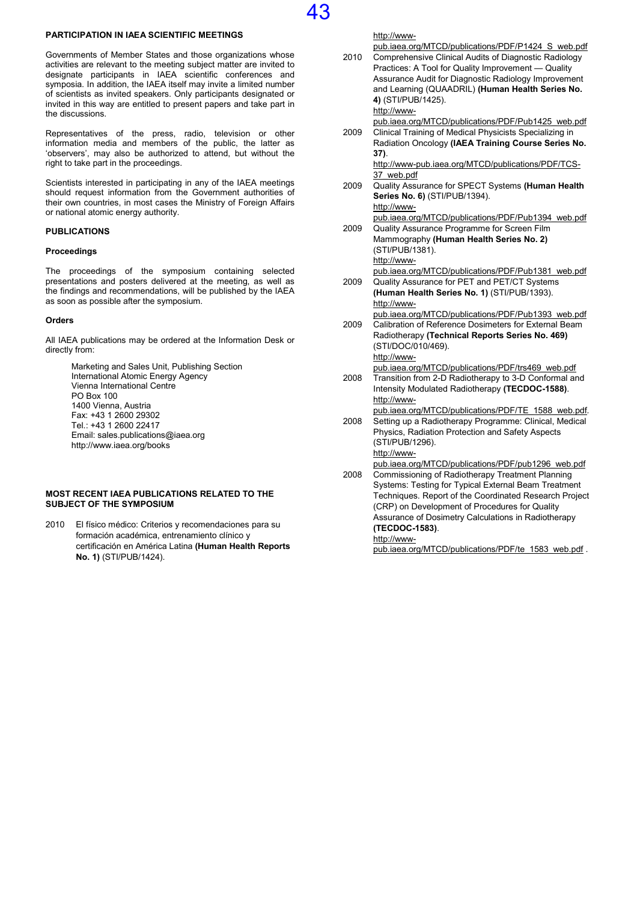## PARTICIPATION IN IAEA SCIENTIFIC MEETINGS

Governments of Member States and those organizations whose activities are relevant to the meeting subject matter are invited to designate participants in IAEA scientific conferences and symposia. In addition, the IAEA itself may invite a limited number of scientists as invited speakers. Only participants designated or invited in this way are entitled to present papers and take part in the discussions.

Representatives of the press, radio, television or other information media and members of the public, the latter as 'observers', may also be authorized to attend, but without the right to take part in the proceedings.

Scientists interested in participating in any of the IAEA meetings should request information from the Government authorities of their own countries, in most cases the Ministry of Foreign Affairs or national atomic energy authority.

## PUBLICATIONS

### Proceedings

The proceedings of the symposium containing selected presentations and posters delivered at the meeting, as well as the findings and recommendations, will be published by the IAEA as soon as possible after the symposium.

### Orders

All IAEA publications may be ordered at the Information Desk or directly from:

Marketing and Sales Unit, Publishing Section
International Atomic Energy Agency
Vienna International Centre
PO Box 100
1400 Vienna, Austria
Fax: +43 1 2600 29302
Tel.: +43 1 2600 22417
Email: sales.publications@iaea.org
http://www.iaea.org/books

## MOST RECENT IAEA PUBLICATIONS RELATED TO THE SUBJECT OF THE SYMPOSIUM

- 2010 El físico médico: Criterios y recomendaciones para su formación académica, entrenamiento clínico y certificación en América Latina **(Human Health Reports No. 1)** (STI/PUB/1424).
  http://www-pub.iaea.org/MTCD/publications/PDF/P1424_S_web.pdf
- 2010 Comprehensive Clinical Audits of Diagnostic Radiology Practices: A Tool for Quality Improvement — Quality Assurance Audit for Diagnostic Radiology Improvement and Learning (QUAADRIL) **(Human Health Series No. 4)** (STI/PUB/1425).
  http://www-pub.iaea.org/MTCD/publications/PDF/Pub1425_web.pdf
- 2009 Clinical Training of Medical Physicists Specializing in Radiation Oncology **(IAEA Training Course Series No. 37)**.
  http://www-pub.iaea.org/MTCD/publications/PDF/TCS-37_web.pdf
- 2009 Quality Assurance for SPECT Systems **(Human Health Series No. 6)** (STI/PUB/1394).
  http://www-pub.iaea.org/MTCD/publications/PDF/Pub1394_web.pdf
- 2009 Quality Assurance Programme for Screen Film Mammography **(Human Health Series No. 2)** (STI/PUB/1381).
  http://www-pub.iaea.org/MTCD/publications/PDF/Pub1381_web.pdf
- 2009 Quality Assurance for PET and PET/CT Systems **(Human Health Series No. 1)** (STI/PUB/1393).
  http://www-pub.iaea.org/MTCD/publications/PDF/Pub1393_web.pdf
- 2009 Calibration of Reference Dosimeters for External Beam Radiotherapy **(Technical Reports Series No. 469)** (STI/DOC/010/469).
  http://www-pub.iaea.org/MTCD/publications/PDF/trs469_web.pdf
- 2008 Transition from 2-D Radiotherapy to 3-D Conformal and Intensity Modulated Radiotherapy **(TECDOC-1588)**.
  http://www-pub.iaea.org/MTCD/publications/PDF/TE_1588_web.pdf.
- 2008 Setting up a Radiotherapy Programme: Clinical, Medical Physics, Radiation Protection and Safety Aspects (STI/PUB/1296).
  http://www-pub.iaea.org/MTCD/publications/PDF/pub1296_web.pdf
- 2008 Commissioning of Radiotherapy Treatment Planning Systems: Testing for Typical External Beam Treatment Techniques. Report of the Coordinated Research Project (CRP) on Development of Procedures for Quality Assurance of Dosimetry Calculations in Radiotherapy **(TECDOC-1583)**.
  http://www-pub.iaea.org/MTCD/publications/PDF/te_1583_web.pdf .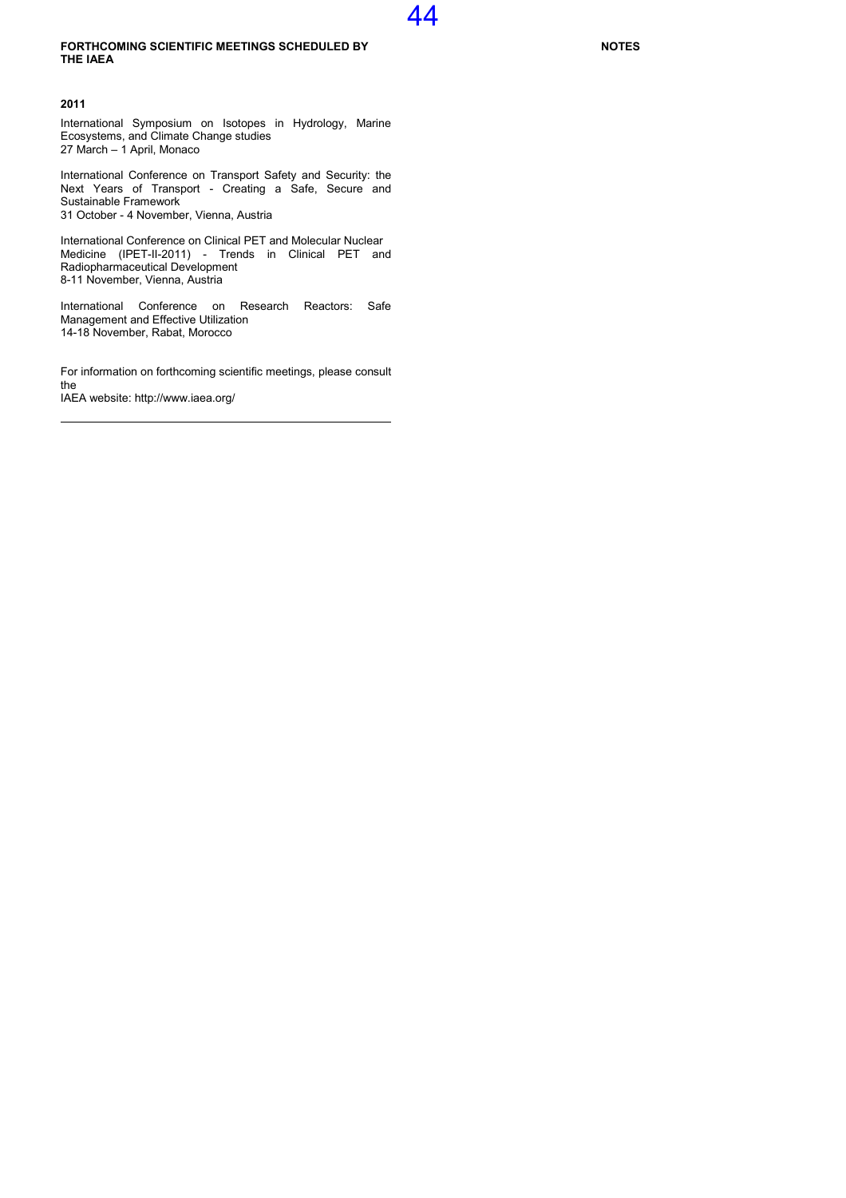**FORTHCOMING SCIENTIFIC MEETINGS SCHEDULED BY THE IAEA**

**2011**

International Symposium on Isotopes in Hydrology, Marine Ecosystems, and Climate Change studies
27 March – 1 April, Monaco

International Conference on Transport Safety and Security: the Next Years of Transport - Creating a Safe, Secure and Sustainable Framework
31 October - 4 November, Vienna, Austria

International Conference on Clinical PET and Molecular Nuclear Medicine (IPET-II-2011) - Trends in Clinical PET and Radiopharmaceutical Development
8-11 November, Vienna, Austria

International Conference on Research Reactors: Safe Management and Effective Utilization
14-18 November, Rabat, Morocco

For information on forthcoming scientific meetings, please consult the
IAEA website: http://www.iaea.org/

---

**NOTES**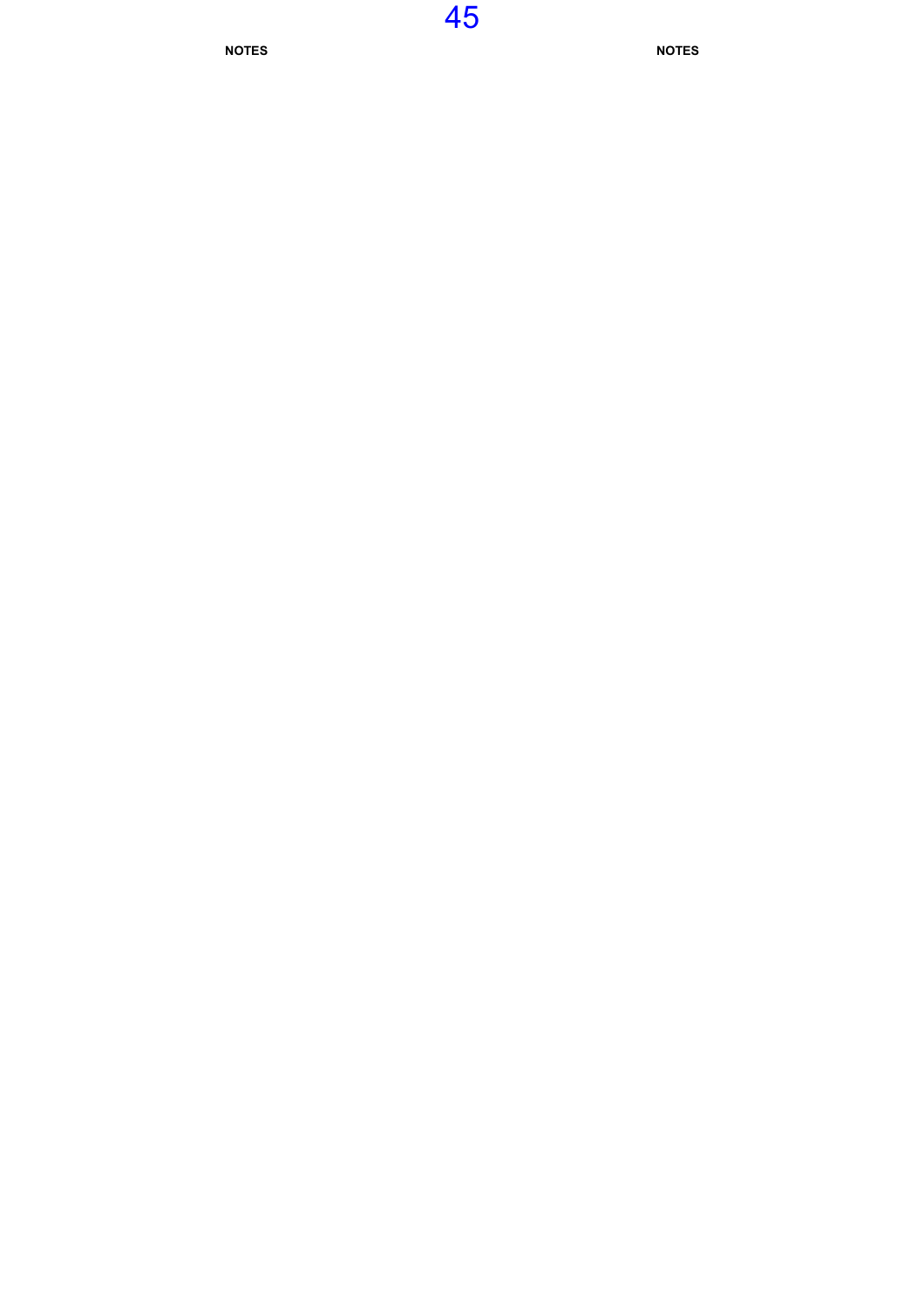**NOTES**

**NOTES**